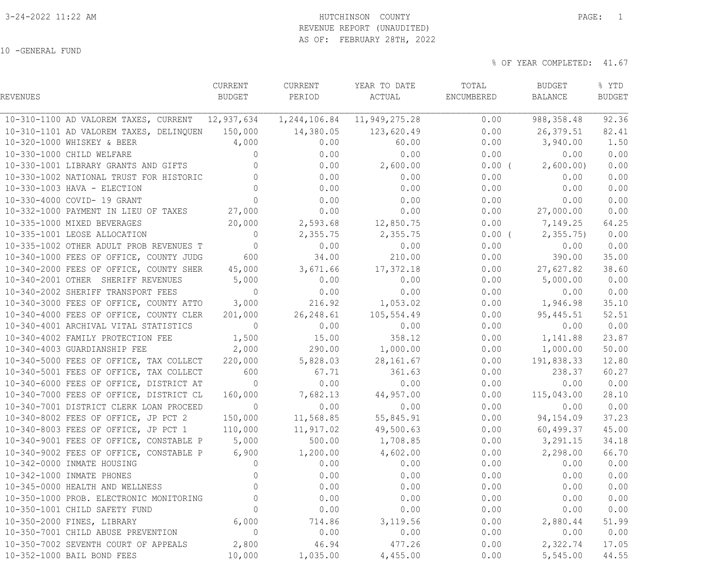3-24-2022 11:22 AM

# HUTCHINSON COUNTY
## REVENUE REPORT (UNAUDITED)
### AS OF: FEBRUARY 28TH, 2022

10 -GENERAL FUND

% OF YEAR COMPLETED: 41.67

| REVENUES | CURRENT BUDGET | CURRENT PERIOD | YEAR TO DATE ACTUAL | TOTAL ENCUMBERED | BUDGET BALANCE | % YTD BUDGET |
|---|---|---|---|---|---|---|
| 10-310-1100 AD VALOREM TAXES, CURRENT | 12,937,634 | 1,244,106.84 | 11,949,275.28 | 0.00 | 988,358.48 | 92.36 |
| 10-310-1101 AD VALOREM TAXES, DELINQUEN | 150,000 | 14,380.05 | 123,620.49 | 0.00 | 26,379.51 | 82.41 |
| 10-320-1000 WHISKEY & BEER | 4,000 | 0.00 | 60.00 | 0.00 | 3,940.00 | 1.50 |
| 10-330-1000 CHILD WELFARE | 0 | 0.00 | 0.00 | 0.00 | 0.00 | 0.00 |
| 10-330-1001 LIBRARY GRANTS AND GIFTS | 0 | 0.00 | 2,600.00 | 0.00 | ( 2,600.00) | 0.00 |
| 10-330-1002 NATIONAL TRUST FOR HISTORIC | 0 | 0.00 | 0.00 | 0.00 | 0.00 | 0.00 |
| 10-330-1003 HAVA - ELECTION | 0 | 0.00 | 0.00 | 0.00 | 0.00 | 0.00 |
| 10-330-4000 COVID- 19 GRANT | 0 | 0.00 | 0.00 | 0.00 | 0.00 | 0.00 |
| 10-332-1000 PAYMENT IN LIEU OF TAXES | 27,000 | 0.00 | 0.00 | 0.00 | 27,000.00 | 0.00 |
| 10-335-1000 MIXED BEVERAGES | 20,000 | 2,593.68 | 12,850.75 | 0.00 | 7,149.25 | 64.25 |
| 10-335-1001 LEOSE ALLOCATION | 0 | 2,355.75 | 2,355.75 | 0.00 | ( 2,355.75) | 0.00 |
| 10-335-1002 OTHER ADULT PROB REVENUES T | 0 | 0.00 | 0.00 | 0.00 | 0.00 | 0.00 |
| 10-340-1000 FEES OF OFFICE, COUNTY JUDG | 600 | 34.00 | 210.00 | 0.00 | 390.00 | 35.00 |
| 10-340-2000 FEES OF OFFICE, COUNTY SHER | 45,000 | 3,671.66 | 17,372.18 | 0.00 | 27,627.82 | 38.60 |
| 10-340-2001 OTHER SHERIFF REVENUES | 5,000 | 0.00 | 0.00 | 0.00 | 5,000.00 | 0.00 |
| 10-340-2002 SHERIFF TRANSPORT FEES | 0 | 0.00 | 0.00 | 0.00 | 0.00 | 0.00 |
| 10-340-3000 FEES OF OFFICE, COUNTY ATTO | 3,000 | 216.92 | 1,053.02 | 0.00 | 1,946.98 | 35.10 |
| 10-340-4000 FEES OF OFFICE, COUNTY CLER | 201,000 | 26,248.61 | 105,554.49 | 0.00 | 95,445.51 | 52.51 |
| 10-340-4001 ARCHIVAL VITAL STATISTICS | 0 | 0.00 | 0.00 | 0.00 | 0.00 | 0.00 |
| 10-340-4002 FAMILY PROTECTION FEE | 1,500 | 15.00 | 358.12 | 0.00 | 1,141.88 | 23.87 |
| 10-340-4003 GUARDIANSHIP FEE | 2,000 | 290.00 | 1,000.00 | 0.00 | 1,000.00 | 50.00 |
| 10-340-5000 FEES OF OFFICE, TAX COLLECT | 220,000 | 5,828.03 | 28,161.67 | 0.00 | 191,838.33 | 12.80 |
| 10-340-5001 FEES OF OFFICE, TAX COLLECT | 600 | 67.71 | 361.63 | 0.00 | 238.37 | 60.27 |
| 10-340-6000 FEES OF OFFICE, DISTRICT AT | 0 | 0.00 | 0.00 | 0.00 | 0.00 | 0.00 |
| 10-340-7000 FEES OF OFFICE, DISTRICT CL | 160,000 | 7,682.13 | 44,957.00 | 0.00 | 115,043.00 | 28.10 |
| 10-340-7001 DISTRICT CLERK LOAN PROCEED | 0 | 0.00 | 0.00 | 0.00 | 0.00 | 0.00 |
| 10-340-8002 FEES OF OFFICE, JP PCT 2 | 150,000 | 11,568.85 | 55,845.91 | 0.00 | 94,154.09 | 37.23 |
| 10-340-8003 FEES OF OFFICE, JP PCT 1 | 110,000 | 11,917.02 | 49,500.63 | 0.00 | 60,499.37 | 45.00 |
| 10-340-9001 FEES OF OFFICE, CONSTABLE P | 5,000 | 500.00 | 1,708.85 | 0.00 | 3,291.15 | 34.18 |
| 10-340-9002 FEES OF OFFICE, CONSTABLE P | 6,900 | 1,200.00 | 4,602.00 | 0.00 | 2,298.00 | 66.70 |
| 10-342-0000 INMATE HOUSING | 0 | 0.00 | 0.00 | 0.00 | 0.00 | 0.00 |
| 10-342-1000 INMATE PHONES | 0 | 0.00 | 0.00 | 0.00 | 0.00 | 0.00 |
| 10-345-0000 HEALTH AND WELLNESS | 0 | 0.00 | 0.00 | 0.00 | 0.00 | 0.00 |
| 10-350-1000 PROB. ELECTRONIC MONITORING | 0 | 0.00 | 0.00 | 0.00 | 0.00 | 0.00 |
| 10-350-1001 CHILD SAFETY FUND | 0 | 0.00 | 0.00 | 0.00 | 0.00 | 0.00 |
| 10-350-2000 FINES, LIBRARY | 6,000 | 714.86 | 3,119.56 | 0.00 | 2,880.44 | 51.99 |
| 10-350-7001 CHILD ABUSE PREVENTION | 0 | 0.00 | 0.00 | 0.00 | 0.00 | 0.00 |
| 10-350-7002 SEVENTH COURT OF APPEALS | 2,800 | 46.94 | 477.26 | 0.00 | 2,322.74 | 17.05 |
| 10-352-1000 BAIL BOND FEES | 10,000 | 1,035.00 | 4,455.00 | 0.00 | 5,545.00 | 44.55 |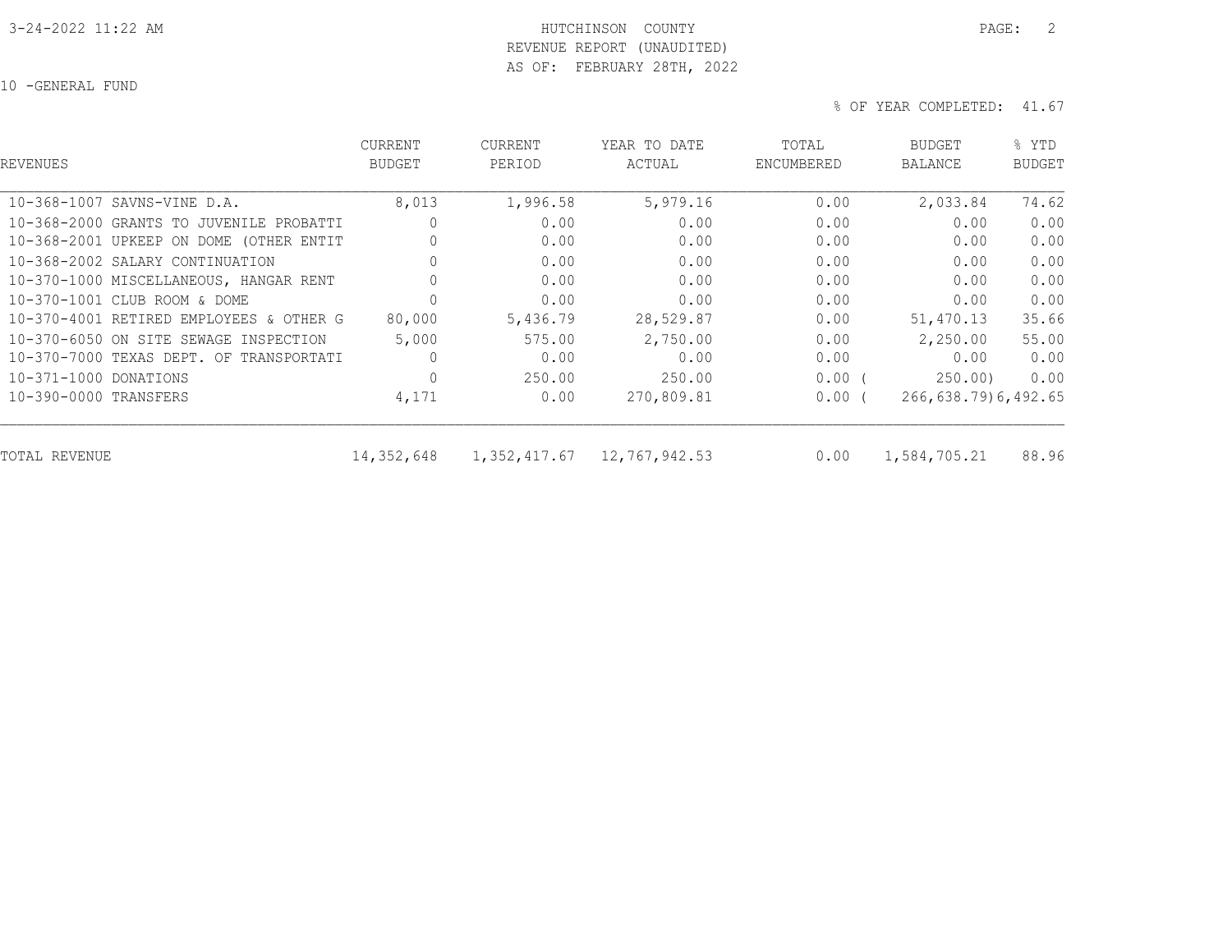# HUTCHINSON COUNTY

## REVENUE REPORT (UNAUDITED)

### AS OF: FEBRUARY 28TH, 2022

10 -GENERAL FUND

% OF YEAR COMPLETED: 41.67

| REVENUES | CURRENT BUDGET | CURRENT PERIOD | YEAR TO DATE ACTUAL | TOTAL ENCUMBERED | BUDGET BALANCE | % YTD BUDGET |
|---|---|---|---|---|---|---|
| 10-368-1007 SAVNS-VINE D.A. | 8,013 | 1,996.58 | 5,979.16 | 0.00 | 2,033.84 | 74.62 |
| 10-368-2000 GRANTS TO JUVENILE PROBATTI | 0 | 0.00 | 0.00 | 0.00 | 0.00 | 0.00 |
| 10-368-2001 UPKEEP ON DOME (OTHER ENTIT | 0 | 0.00 | 0.00 | 0.00 | 0.00 | 0.00 |
| 10-368-2002 SALARY CONTINUATION | 0 | 0.00 | 0.00 | 0.00 | 0.00 | 0.00 |
| 10-370-1000 MISCELLANEOUS, HANGAR RENT | 0 | 0.00 | 0.00 | 0.00 | 0.00 | 0.00 |
| 10-370-1001 CLUB ROOM & DOME | 0 | 0.00 | 0.00 | 0.00 | 0.00 | 0.00 |
| 10-370-4001 RETIRED EMPLOYEES & OTHER G | 80,000 | 5,436.79 | 28,529.87 | 0.00 | 51,470.13 | 35.66 |
| 10-370-6050 ON SITE SEWAGE INSPECTION | 5,000 | 575.00 | 2,750.00 | 0.00 | 2,250.00 | 55.00 |
| 10-370-7000 TEXAS DEPT. OF TRANSPORTATI | 0 | 0.00 | 0.00 | 0.00 | 0.00 | 0.00 |
| 10-371-1000 DONATIONS | 0 | 250.00 | 250.00 | 0.00 | ( 250.00) | 0.00 |
| 10-390-0000 TRANSFERS | 4,171 | 0.00 | 270,809.81 | 0.00 | ( 266,638.79) | 6,492.65 |
| TOTAL REVENUE | 14,352,648 | 1,352,417.67 | 12,767,942.53 | 0.00 | 1,584,705.21 | 88.96 |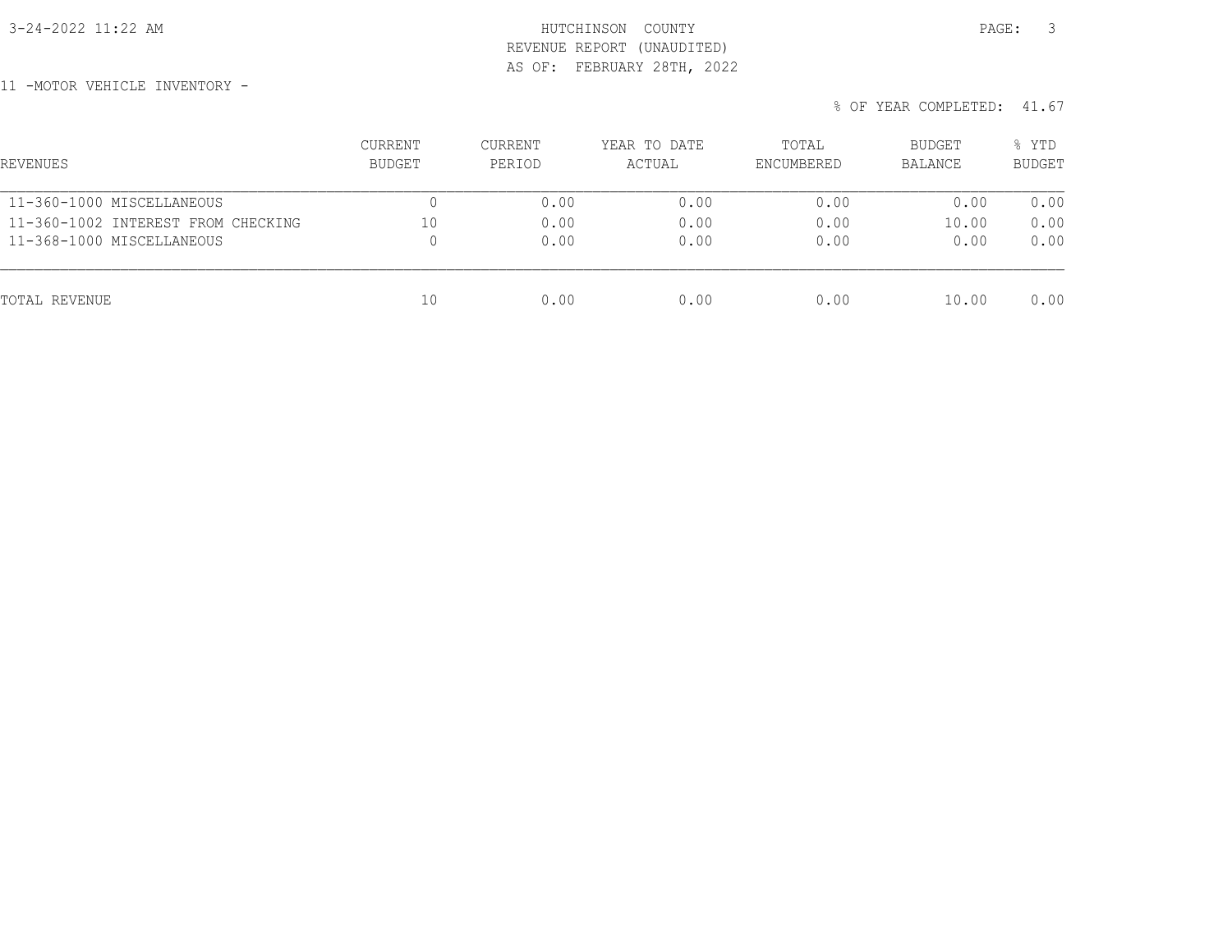HUTCHINSON COUNTY
REVENUE REPORT (UNAUDITED)
AS OF: FEBRUARY 28TH, 2022

11 -MOTOR VEHICLE INVENTORY -

% OF YEAR COMPLETED: 41.67

| REVENUES | CURRENT BUDGET | CURRENT PERIOD | YEAR TO DATE ACTUAL | TOTAL ENCUMBERED | BUDGET BALANCE | % YTD BUDGET |
|---|---|---|---|---|---|---|
| 11-360-1000 MISCELLANEOUS | 0 | 0.00 | 0.00 | 0.00 | 0.00 | 0.00 |
| 11-360-1002 INTEREST FROM CHECKING | 10 | 0.00 | 0.00 | 0.00 | 10.00 | 0.00 |
| 11-368-1000 MISCELLANEOUS | 0 | 0.00 | 0.00 | 0.00 | 0.00 | 0.00 |
| TOTAL REVENUE | 10 | 0.00 | 0.00 | 0.00 | 10.00 | 0.00 |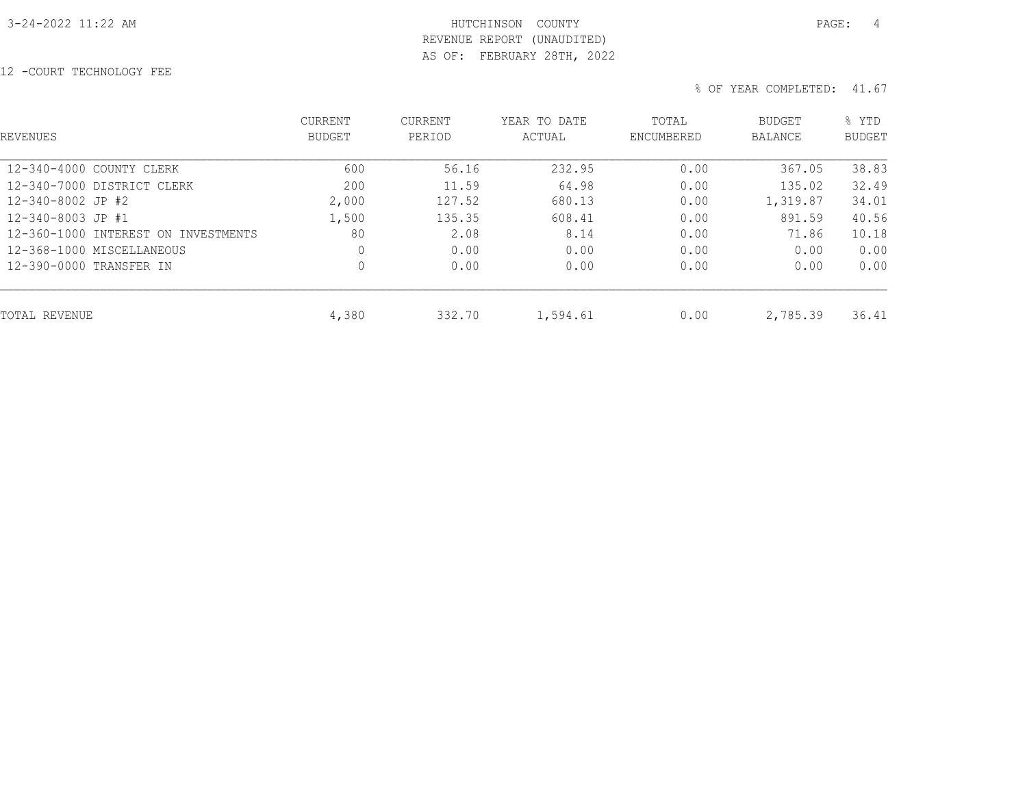HUTCHINSON COUNTY
REVENUE REPORT (UNAUDITED)
AS OF: FEBRUARY 28TH, 2022

12 -COURT TECHNOLOGY FEE

% OF YEAR COMPLETED: 41.67

| REVENUES | CURRENT BUDGET | CURRENT PERIOD | YEAR TO DATE ACTUAL | TOTAL ENCUMBERED | BUDGET BALANCE | % YTD BUDGET |
|---|---|---|---|---|---|---|
| 12-340-4000 COUNTY CLERK | 600 | 56.16 | 232.95 | 0.00 | 367.05 | 38.83 |
| 12-340-7000 DISTRICT CLERK | 200 | 11.59 | 64.98 | 0.00 | 135.02 | 32.49 |
| 12-340-8002 JP #2 | 2,000 | 127.52 | 680.13 | 0.00 | 1,319.87 | 34.01 |
| 12-340-8003 JP #1 | 1,500 | 135.35 | 608.41 | 0.00 | 891.59 | 40.56 |
| 12-360-1000 INTEREST ON INVESTMENTS | 80 | 2.08 | 8.14 | 0.00 | 71.86 | 10.18 |
| 12-368-1000 MISCELLANEOUS | 0 | 0.00 | 0.00 | 0.00 | 0.00 | 0.00 |
| 12-390-0000 TRANSFER IN | 0 | 0.00 | 0.00 | 0.00 | 0.00 | 0.00 |
| TOTAL REVENUE | 4,380 | 332.70 | 1,594.61 | 0.00 | 2,785.39 | 36.41 |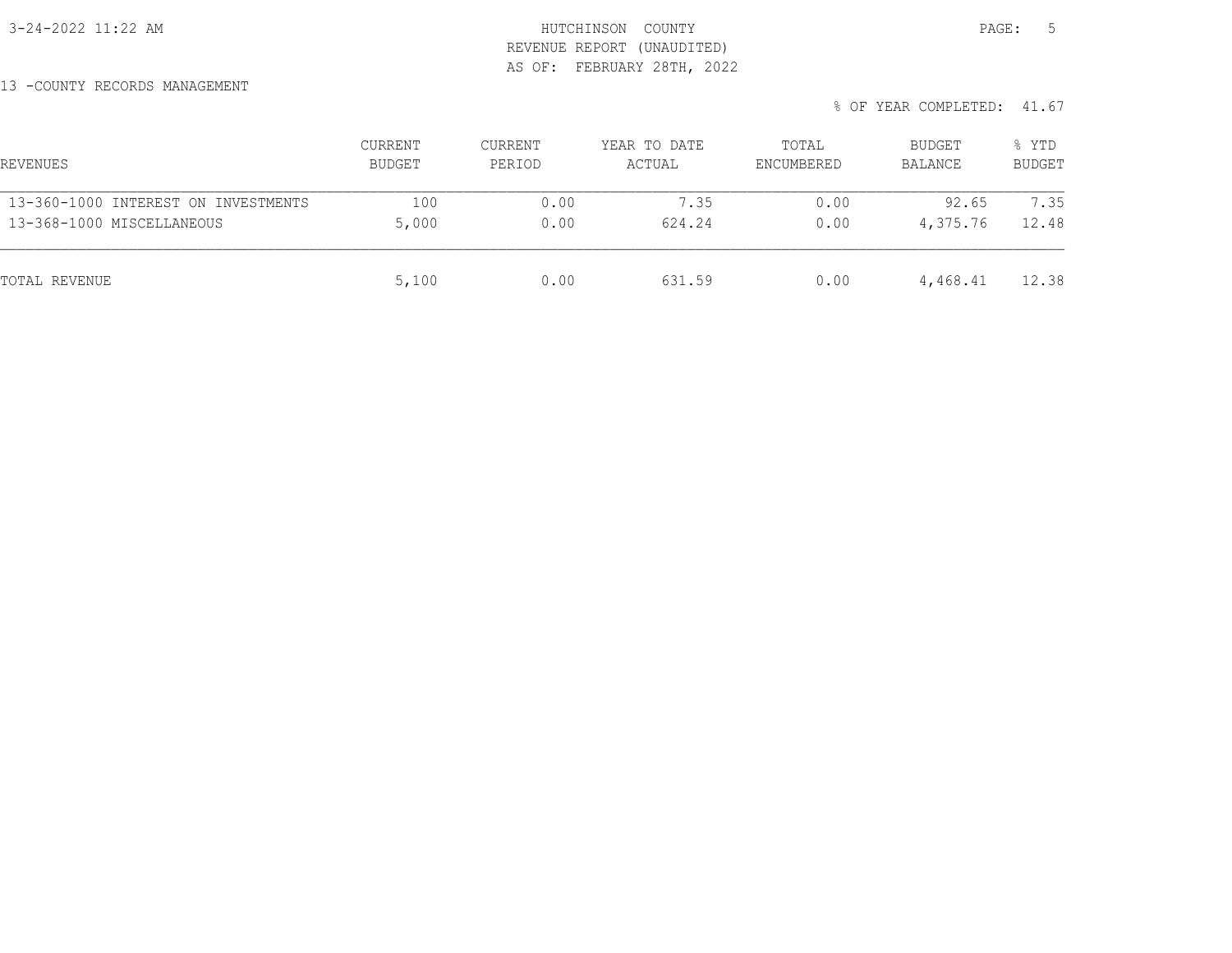HUTCHINSON COUNTY
REVENUE REPORT (UNAUDITED)
AS OF: FEBRUARY 28TH, 2022

13 -COUNTY RECORDS MANAGEMENT

% OF YEAR COMPLETED: 41.67

| REVENUES | CURRENT BUDGET | CURRENT PERIOD | YEAR TO DATE ACTUAL | TOTAL ENCUMBERED | BUDGET BALANCE | % YTD BUDGET |
|---|---|---|---|---|---|---|
| 13-360-1000 INTEREST ON INVESTMENTS | 100 | 0.00 | 7.35 | 0.00 | 92.65 | 7.35 |
| 13-368-1000 MISCELLANEOUS | 5,000 | 0.00 | 624.24 | 0.00 | 4,375.76 | 12.48 |
| TOTAL REVENUE | 5,100 | 0.00 | 631.59 | 0.00 | 4,468.41 | 12.38 |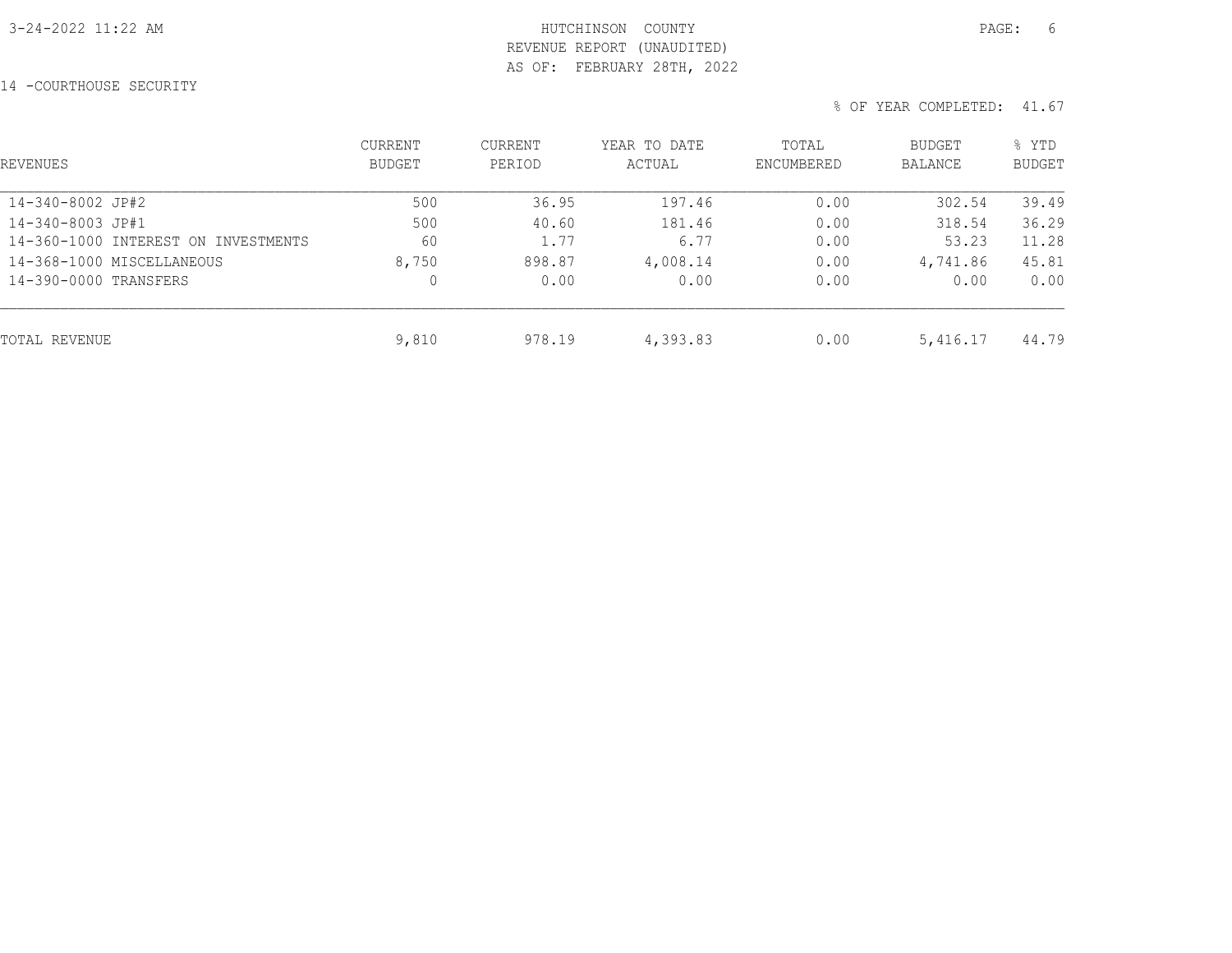HUTCHINSON COUNTY
REVENUE REPORT (UNAUDITED)
AS OF: FEBRUARY 28TH, 2022

14 -COURTHOUSE SECURITY

% OF YEAR COMPLETED: 41.67

| REVENUES | CURRENT BUDGET | CURRENT PERIOD | YEAR TO DATE ACTUAL | TOTAL ENCUMBERED | BUDGET BALANCE | % YTD BUDGET |
|---|---|---|---|---|---|---|
| 14-340-8002 JP#2 | 500 | 36.95 | 197.46 | 0.00 | 302.54 | 39.49 |
| 14-340-8003 JP#1 | 500 | 40.60 | 181.46 | 0.00 | 318.54 | 36.29 |
| 14-360-1000 INTEREST ON INVESTMENTS | 60 | 1.77 | 6.77 | 0.00 | 53.23 | 11.28 |
| 14-368-1000 MISCELLANEOUS | 8,750 | 898.87 | 4,008.14 | 0.00 | 4,741.86 | 45.81 |
| 14-390-0000 TRANSFERS | 0 | 0.00 | 0.00 | 0.00 | 0.00 | 0.00 |
| TOTAL REVENUE | 9,810 | 978.19 | 4,393.83 | 0.00 | 5,416.17 | 44.79 |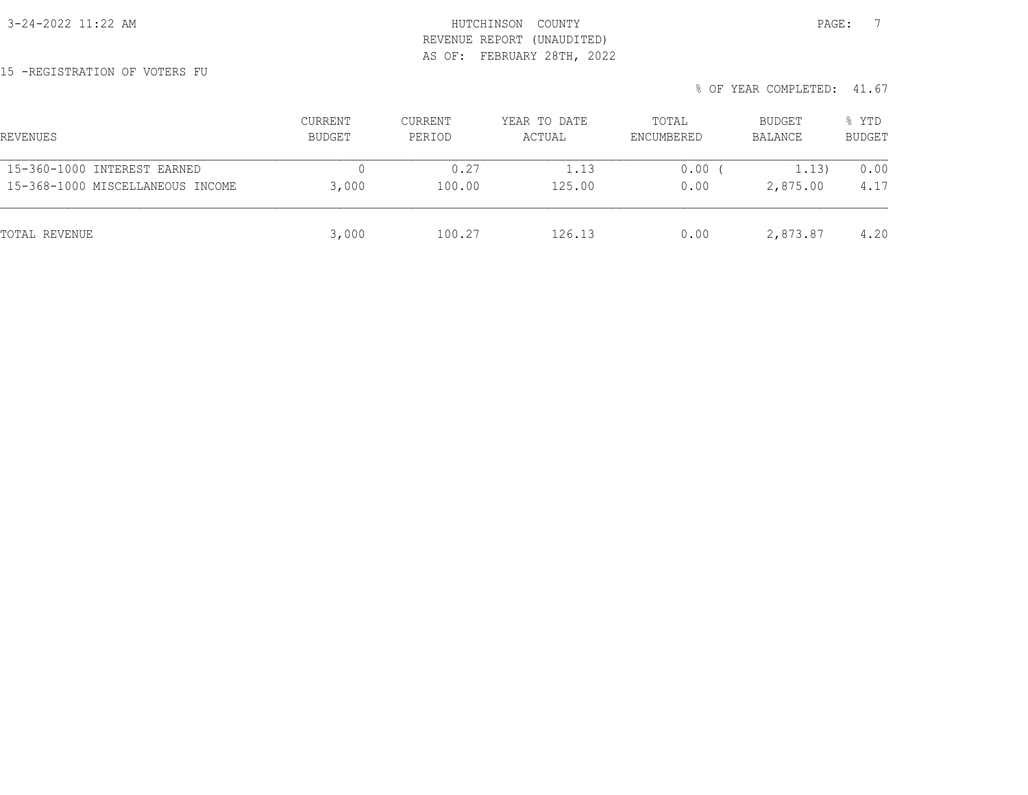HUTCHINSON COUNTY
REVENUE REPORT (UNAUDITED)
AS OF: FEBRUARY 28TH, 2022

15 -REGISTRATION OF VOTERS FU

% OF YEAR COMPLETED: 41.67

| REVENUES | CURRENT BUDGET | CURRENT PERIOD | YEAR TO DATE ACTUAL | TOTAL ENCUMBERED | BUDGET BALANCE | % YTD BUDGET |
|---|---|---|---|---|---|---|
| 15-360-1000 INTEREST EARNED | 0 | 0.27 | 1.13 | 0.00 | ( 1.13) | 0.00 |
| 15-368-1000 MISCELLANEOUS INCOME | 3,000 | 100.00 | 125.00 | 0.00 | 2,875.00 | 4.17 |
| TOTAL REVENUE | 3,000 | 100.27 | 126.13 | 0.00 | 2,873.87 | 4.20 |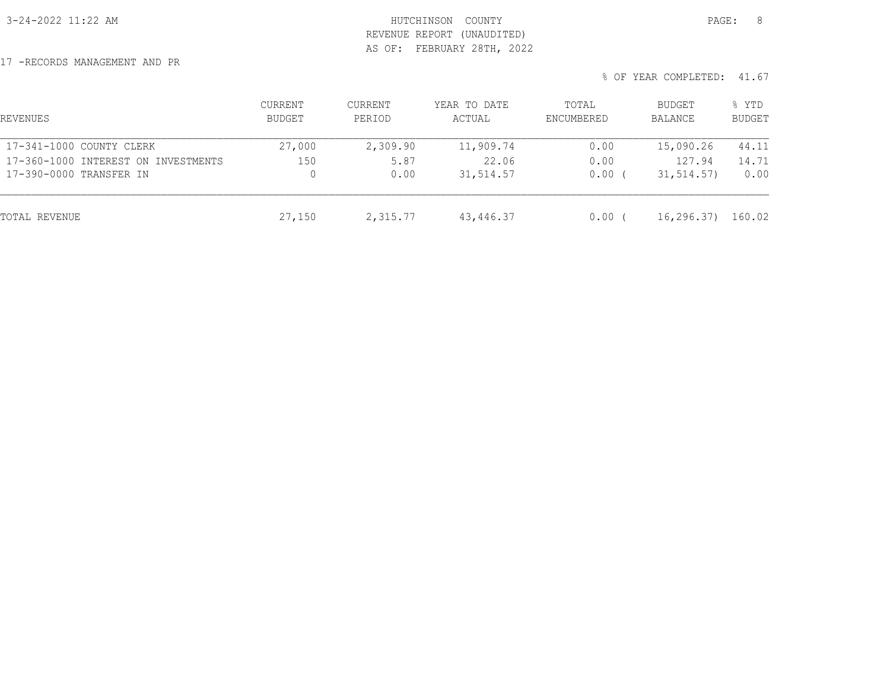3-24-2022 11:22 AM

HUTCHINSON COUNTY
REVENUE REPORT (UNAUDITED)
AS OF: FEBRUARY 28TH, 2022

17 -RECORDS MANAGEMENT AND PR

% OF YEAR COMPLETED: 41.67

| REVENUES | CURRENT BUDGET | CURRENT PERIOD | YEAR TO DATE ACTUAL | TOTAL ENCUMBERED | BUDGET BALANCE | % YTD BUDGET |
|---|---|---|---|---|---|---|
| 17-341-1000 COUNTY CLERK | 27,000 | 2,309.90 | 11,909.74 | 0.00 | 15,090.26 | 44.11 |
| 17-360-1000 INTEREST ON INVESTMENTS | 150 | 5.87 | 22.06 | 0.00 | 127.94 | 14.71 |
| 17-390-0000 TRANSFER IN | 0 | 0.00 | 31,514.57 | 0.00 | ( 31,514.57) | 0.00 |
| TOTAL REVENUE | 27,150 | 2,315.77 | 43,446.37 | 0.00 | ( 16,296.37) | 160.02 |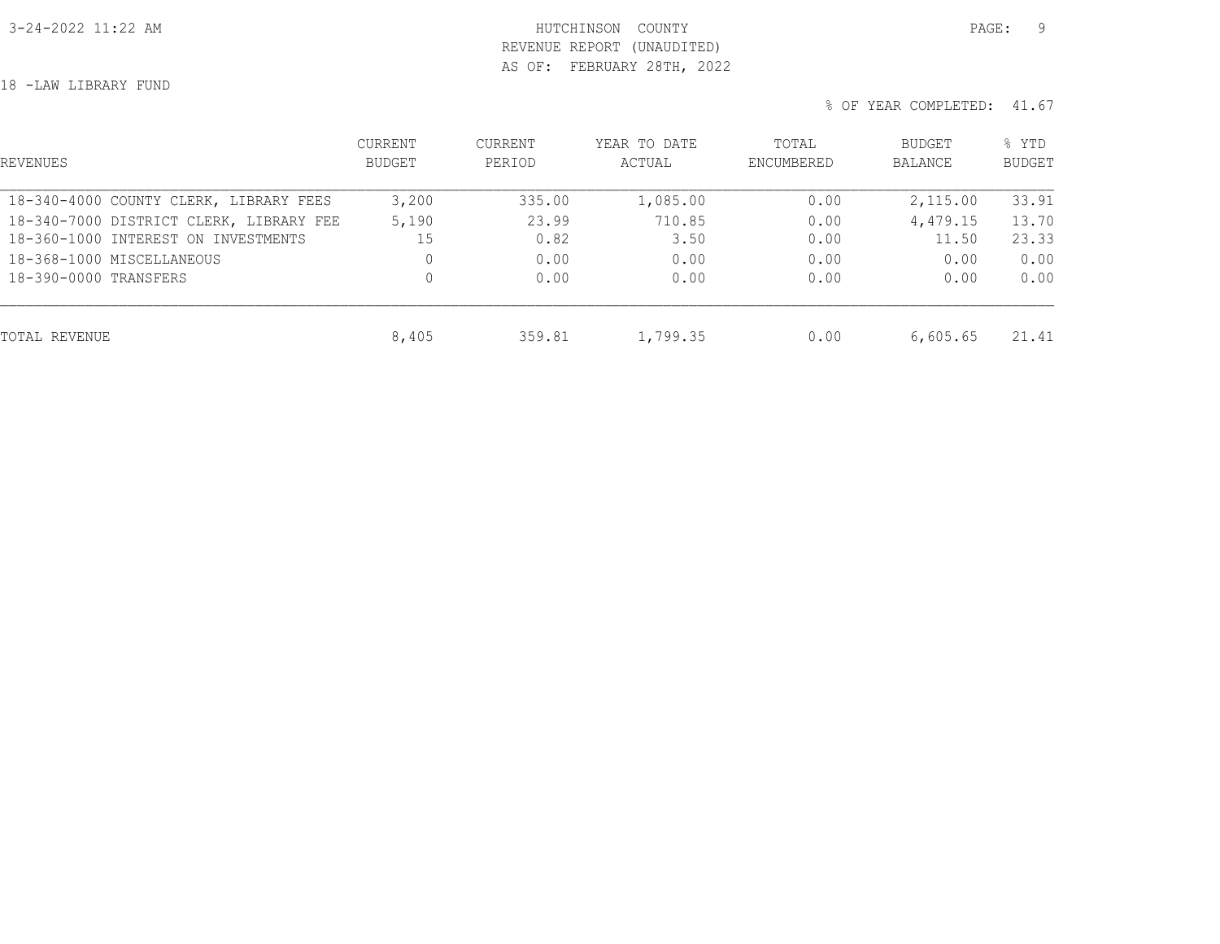HUTCHINSON COUNTY
REVENUE REPORT (UNAUDITED)
AS OF: FEBRUARY 28TH, 2022

18 -LAW LIBRARY FUND

% OF YEAR COMPLETED: 41.67

| REVENUES | CURRENT BUDGET | CURRENT PERIOD | YEAR TO DATE ACTUAL | TOTAL ENCUMBERED | BUDGET BALANCE | % YTD BUDGET |
|---|---|---|---|---|---|---|
| 18-340-4000 COUNTY CLERK, LIBRARY FEES | 3,200 | 335.00 | 1,085.00 | 0.00 | 2,115.00 | 33.91 |
| 18-340-7000 DISTRICT CLERK, LIBRARY FEE | 5,190 | 23.99 | 710.85 | 0.00 | 4,479.15 | 13.70 |
| 18-360-1000 INTEREST ON INVESTMENTS | 15 | 0.82 | 3.50 | 0.00 | 11.50 | 23.33 |
| 18-368-1000 MISCELLANEOUS | 0 | 0.00 | 0.00 | 0.00 | 0.00 | 0.00 |
| 18-390-0000 TRANSFERS | 0 | 0.00 | 0.00 | 0.00 | 0.00 | 0.00 |
| TOTAL REVENUE | 8,405 | 359.81 | 1,799.35 | 0.00 | 6,605.65 | 21.41 |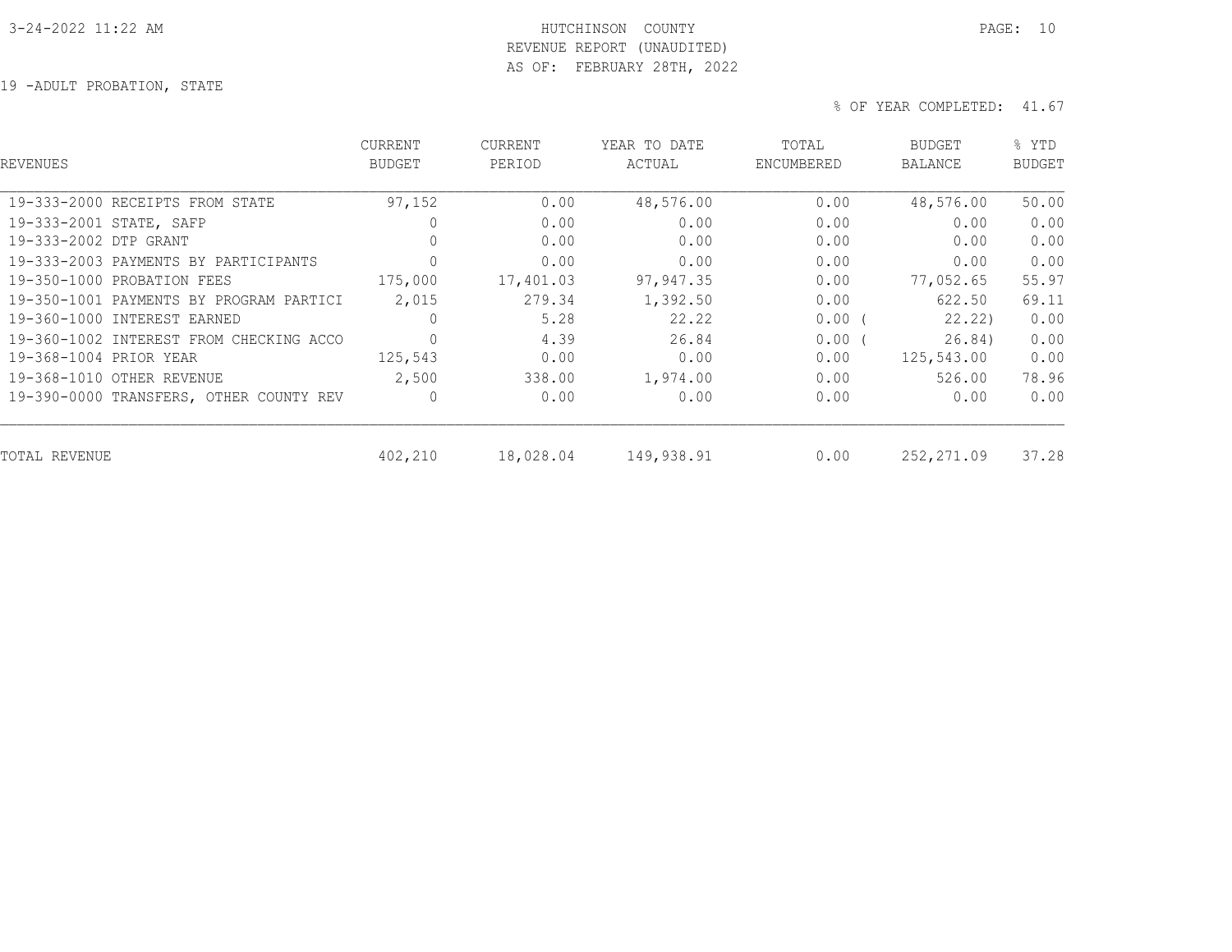# HUTCHINSON COUNTY

## REVENUE REPORT (UNAUDITED)

### AS OF: FEBRUARY 28TH, 2022

19 -ADULT PROBATION, STATE

% OF YEAR COMPLETED: 41.67

| REVENUES | CURRENT BUDGET | CURRENT PERIOD | YEAR TO DATE ACTUAL | TOTAL ENCUMBERED | BUDGET BALANCE | % YTD BUDGET |
|---|---|---|---|---|---|---|
| 19-333-2000 RECEIPTS FROM STATE | 97,152 | 0.00 | 48,576.00 | 0.00 | 48,576.00 | 50.00 |
| 19-333-2001 STATE, SAFP | 0 | 0.00 | 0.00 | 0.00 | 0.00 | 0.00 |
| 19-333-2002 DTP GRANT | 0 | 0.00 | 0.00 | 0.00 | 0.00 | 0.00 |
| 19-333-2003 PAYMENTS BY PARTICIPANTS | 0 | 0.00 | 0.00 | 0.00 | 0.00 | 0.00 |
| 19-350-1000 PROBATION FEES | 175,000 | 17,401.03 | 97,947.35 | 0.00 | 77,052.65 | 55.97 |
| 19-350-1001 PAYMENTS BY PROGRAM PARTICI | 2,015 | 279.34 | 1,392.50 | 0.00 | 622.50 | 69.11 |
| 19-360-1000 INTEREST EARNED | 0 | 5.28 | 22.22 | 0.00 | ( 22.22) | 0.00 |
| 19-360-1002 INTEREST FROM CHECKING ACCO | 0 | 4.39 | 26.84 | 0.00 | ( 26.84) | 0.00 |
| 19-368-1004 PRIOR YEAR | 125,543 | 0.00 | 0.00 | 0.00 | 125,543.00 | 0.00 |
| 19-368-1010 OTHER REVENUE | 2,500 | 338.00 | 1,974.00 | 0.00 | 526.00 | 78.96 |
| 19-390-0000 TRANSFERS, OTHER COUNTY REV | 0 | 0.00 | 0.00 | 0.00 | 0.00 | 0.00 |
| TOTAL REVENUE | 402,210 | 18,028.04 | 149,938.91 | 0.00 | 252,271.09 | 37.28 |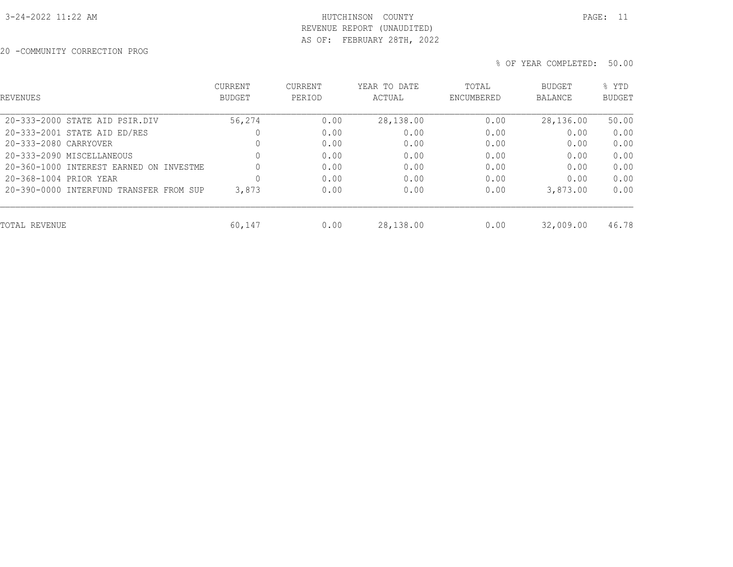HUTCHINSON COUNTY
REVENUE REPORT (UNAUDITED)
AS OF: FEBRUARY 28TH, 2022

20 -COMMUNITY CORRECTION PROG

% OF YEAR COMPLETED: 50.00

| REVENUES | CURRENT BUDGET | CURRENT PERIOD | YEAR TO DATE ACTUAL | TOTAL ENCUMBERED | BUDGET BALANCE | % YTD BUDGET |
|---|---|---|---|---|---|---|
| 20-333-2000 STATE AID PSIR.DIV | 56,274 | 0.00 | 28,138.00 | 0.00 | 28,136.00 | 50.00 |
| 20-333-2001 STATE AID ED/RES | 0 | 0.00 | 0.00 | 0.00 | 0.00 | 0.00 |
| 20-333-2080 CARRYOVER | 0 | 0.00 | 0.00 | 0.00 | 0.00 | 0.00 |
| 20-333-2090 MISCELLANEOUS | 0 | 0.00 | 0.00 | 0.00 | 0.00 | 0.00 |
| 20-360-1000 INTEREST EARNED ON INVESTME | 0 | 0.00 | 0.00 | 0.00 | 0.00 | 0.00 |
| 20-368-1004 PRIOR YEAR | 0 | 0.00 | 0.00 | 0.00 | 0.00 | 0.00 |
| 20-390-0000 INTERFUND TRANSFER FROM SUP | 3,873 | 0.00 | 0.00 | 0.00 | 3,873.00 | 0.00 |
| TOTAL REVENUE | 60,147 | 0.00 | 28,138.00 | 0.00 | 32,009.00 | 46.78 |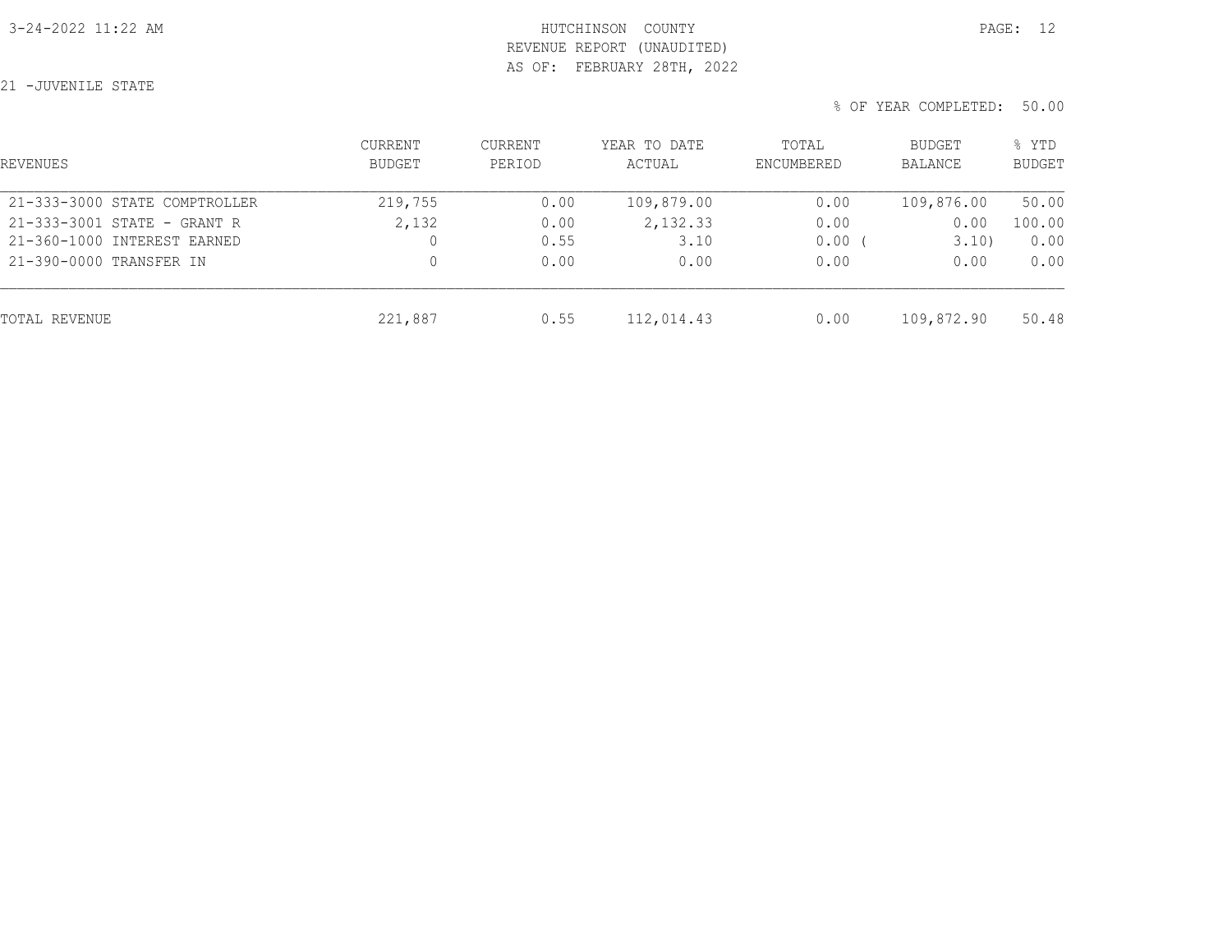# HUTCHINSON COUNTY
## REVENUE REPORT (UNAUDITED)
### AS OF: FEBRUARY 28TH, 2022

21 -JUVENILE STATE

% OF YEAR COMPLETED: 50.00

| REVENUES | CURRENT BUDGET | CURRENT PERIOD | YEAR TO DATE ACTUAL | TOTAL ENCUMBERED | BUDGET BALANCE | % YTD BUDGET |
|---|---|---|---|---|---|---|
| 21-333-3000 STATE COMPTROLLER | 219,755 | 0.00 | 109,879.00 | 0.00 | 109,876.00 | 50.00 |
| 21-333-3001 STATE - GRANT R | 2,132 | 0.00 | 2,132.33 | 0.00 | 0.00 | 100.00 |
| 21-360-1000 INTEREST EARNED | 0 | 0.55 | 3.10 | 0.00 | ( 3.10) | 0.00 |
| 21-390-0000 TRANSFER IN | 0 | 0.00 | 0.00 | 0.00 | 0.00 | 0.00 |
| TOTAL REVENUE | 221,887 | 0.55 | 112,014.43 | 0.00 | 109,872.90 | 50.48 |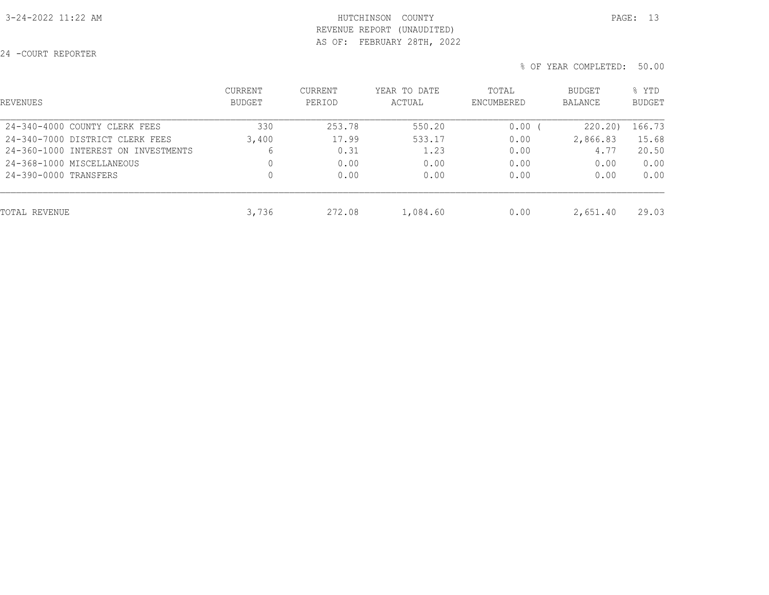HUTCHINSON COUNTY
REVENUE REPORT (UNAUDITED)
AS OF: FEBRUARY 28TH, 2022

24 -COURT REPORTER

% OF YEAR COMPLETED: 50.00

| REVENUES | CURRENT BUDGET | CURRENT PERIOD | YEAR TO DATE ACTUAL | TOTAL ENCUMBERED | BUDGET BALANCE | % YTD BUDGET |
|---|---|---|---|---|---|---|
| 24-340-4000 COUNTY CLERK FEES | 330 | 253.78 | 550.20 | 0.00 | ( 220.20) | 166.73 |
| 24-340-7000 DISTRICT CLERK FEES | 3,400 | 17.99 | 533.17 | 0.00 | 2,866.83 | 15.68 |
| 24-360-1000 INTEREST ON INVESTMENTS | 6 | 0.31 | 1.23 | 0.00 | 4.77 | 20.50 |
| 24-368-1000 MISCELLANEOUS | 0 | 0.00 | 0.00 | 0.00 | 0.00 | 0.00 |
| 24-390-0000 TRANSFERS | 0 | 0.00 | 0.00 | 0.00 | 0.00 | 0.00 |
| TOTAL REVENUE | 3,736 | 272.08 | 1,084.60 | 0.00 | 2,651.40 | 29.03 |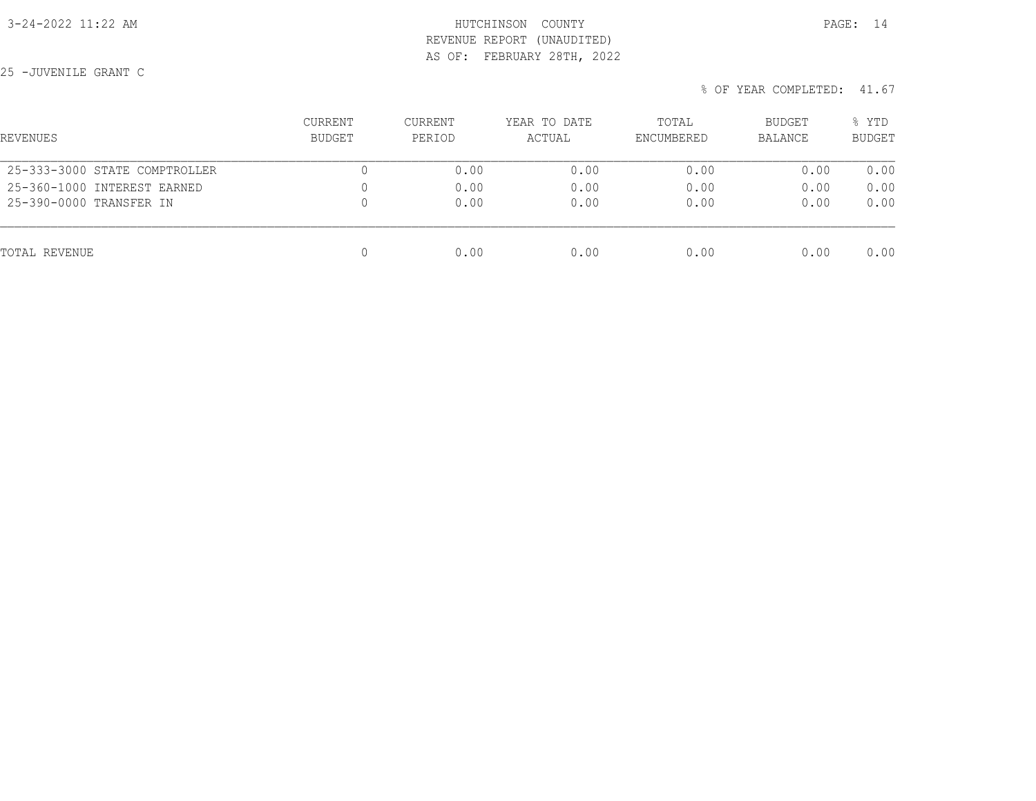HUTCHINSON COUNTY
REVENUE REPORT (UNAUDITED)
AS OF: FEBRUARY 28TH, 2022

25 -JUVENILE GRANT C

% OF YEAR COMPLETED: 41.67

| REVENUES | CURRENT BUDGET | CURRENT PERIOD | YEAR TO DATE ACTUAL | TOTAL ENCUMBERED | BUDGET BALANCE | % YTD BUDGET |
|---|---|---|---|---|---|---|
| 25-333-3000 STATE COMPTROLLER | 0 | 0.00 | 0.00 | 0.00 | 0.00 | 0.00 |
| 25-360-1000 INTEREST EARNED | 0 | 0.00 | 0.00 | 0.00 | 0.00 | 0.00 |
| 25-390-0000 TRANSFER IN | 0 | 0.00 | 0.00 | 0.00 | 0.00 | 0.00 |
| TOTAL REVENUE | 0 | 0.00 | 0.00 | 0.00 | 0.00 | 0.00 |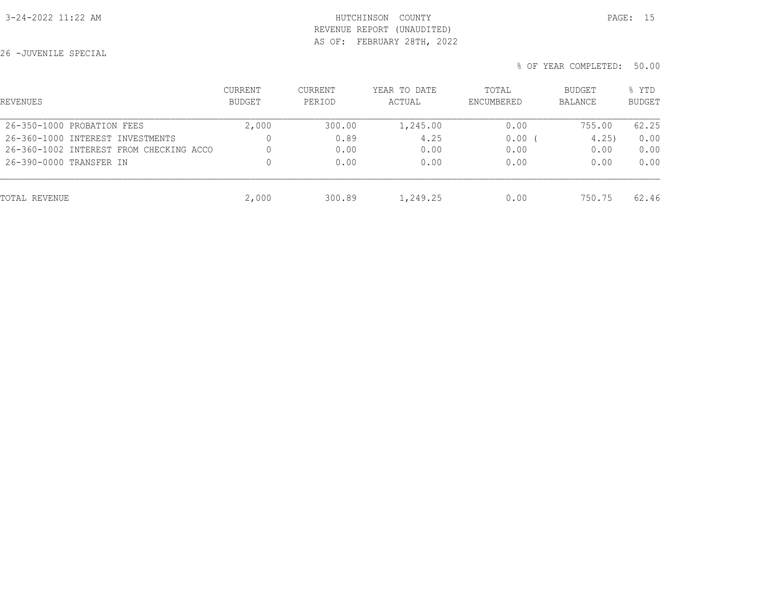HUTCHINSON COUNTY
REVENUE REPORT (UNAUDITED)
AS OF: FEBRUARY 28TH, 2022

26 -JUVENILE SPECIAL

% OF YEAR COMPLETED: 50.00

| REVENUES | CURRENT BUDGET | CURRENT PERIOD | YEAR TO DATE ACTUAL | TOTAL ENCUMBERED | BUDGET BALANCE | % YTD BUDGET |
|---|---|---|---|---|---|---|
| 26-350-1000 PROBATION FEES | 2,000 | 300.00 | 1,245.00 | 0.00 | 755.00 | 62.25 |
| 26-360-1000 INTEREST INVESTMENTS | 0 | 0.89 | 4.25 | 0.00 | ( 4.25) | 0.00 |
| 26-360-1002 INTEREST FROM CHECKING ACCO | 0 | 0.00 | 0.00 | 0.00 | 0.00 | 0.00 |
| 26-390-0000 TRANSFER IN | 0 | 0.00 | 0.00 | 0.00 | 0.00 | 0.00 |
| TOTAL REVENUE | 2,000 | 300.89 | 1,249.25 | 0.00 | 750.75 | 62.46 |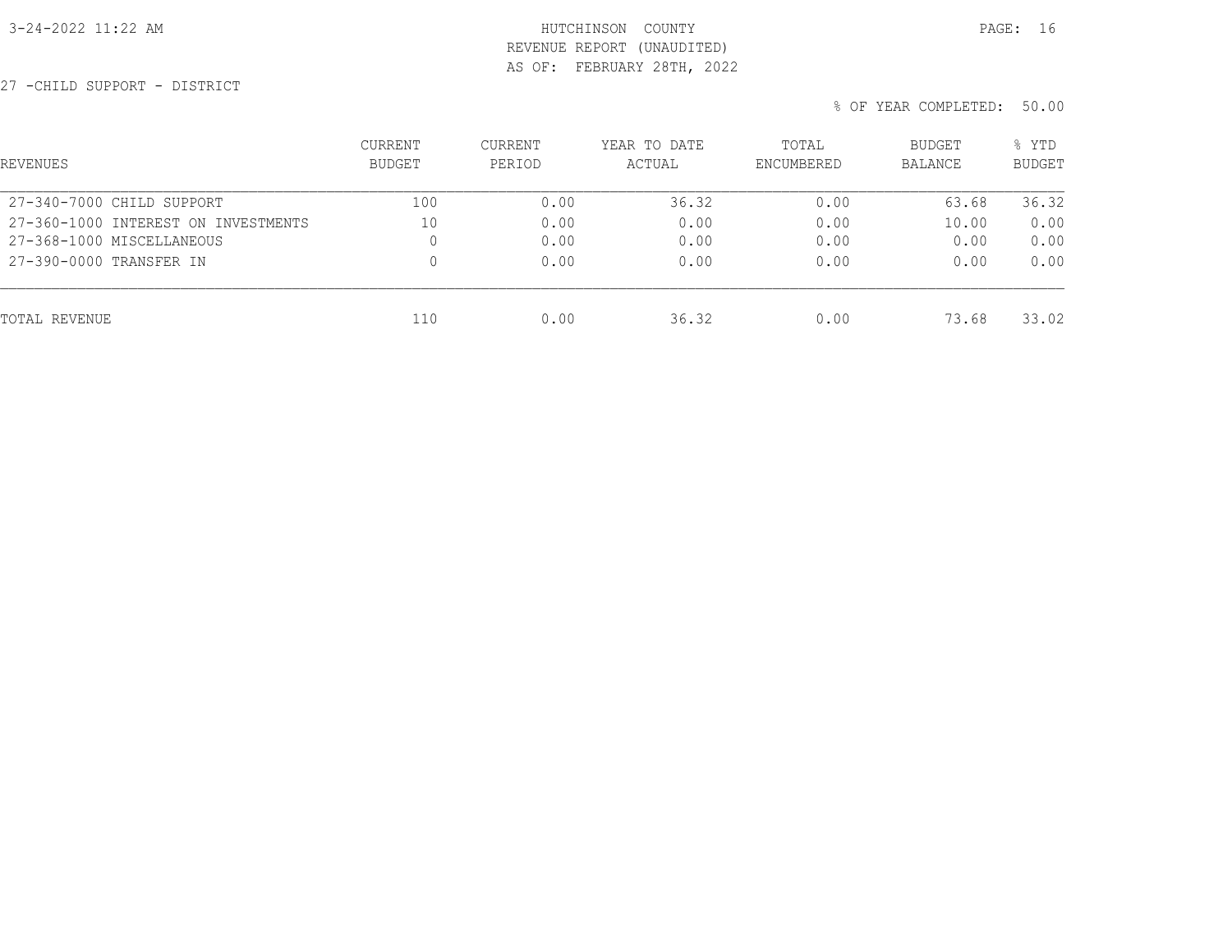HUTCHINSON COUNTY
REVENUE REPORT (UNAUDITED)
AS OF: FEBRUARY 28TH, 2022

27 -CHILD SUPPORT - DISTRICT

% OF YEAR COMPLETED: 50.00

| REVENUES | CURRENT BUDGET | CURRENT PERIOD | YEAR TO DATE ACTUAL | TOTAL ENCUMBERED | BUDGET BALANCE | % YTD BUDGET |
|---|---|---|---|---|---|---|
| 27-340-7000 CHILD SUPPORT | 100 | 0.00 | 36.32 | 0.00 | 63.68 | 36.32 |
| 27-360-1000 INTEREST ON INVESTMENTS | 10 | 0.00 | 0.00 | 0.00 | 10.00 | 0.00 |
| 27-368-1000 MISCELLANEOUS | 0 | 0.00 | 0.00 | 0.00 | 0.00 | 0.00 |
| 27-390-0000 TRANSFER IN | 0 | 0.00 | 0.00 | 0.00 | 0.00 | 0.00 |
| TOTAL REVENUE | 110 | 0.00 | 36.32 | 0.00 | 73.68 | 33.02 |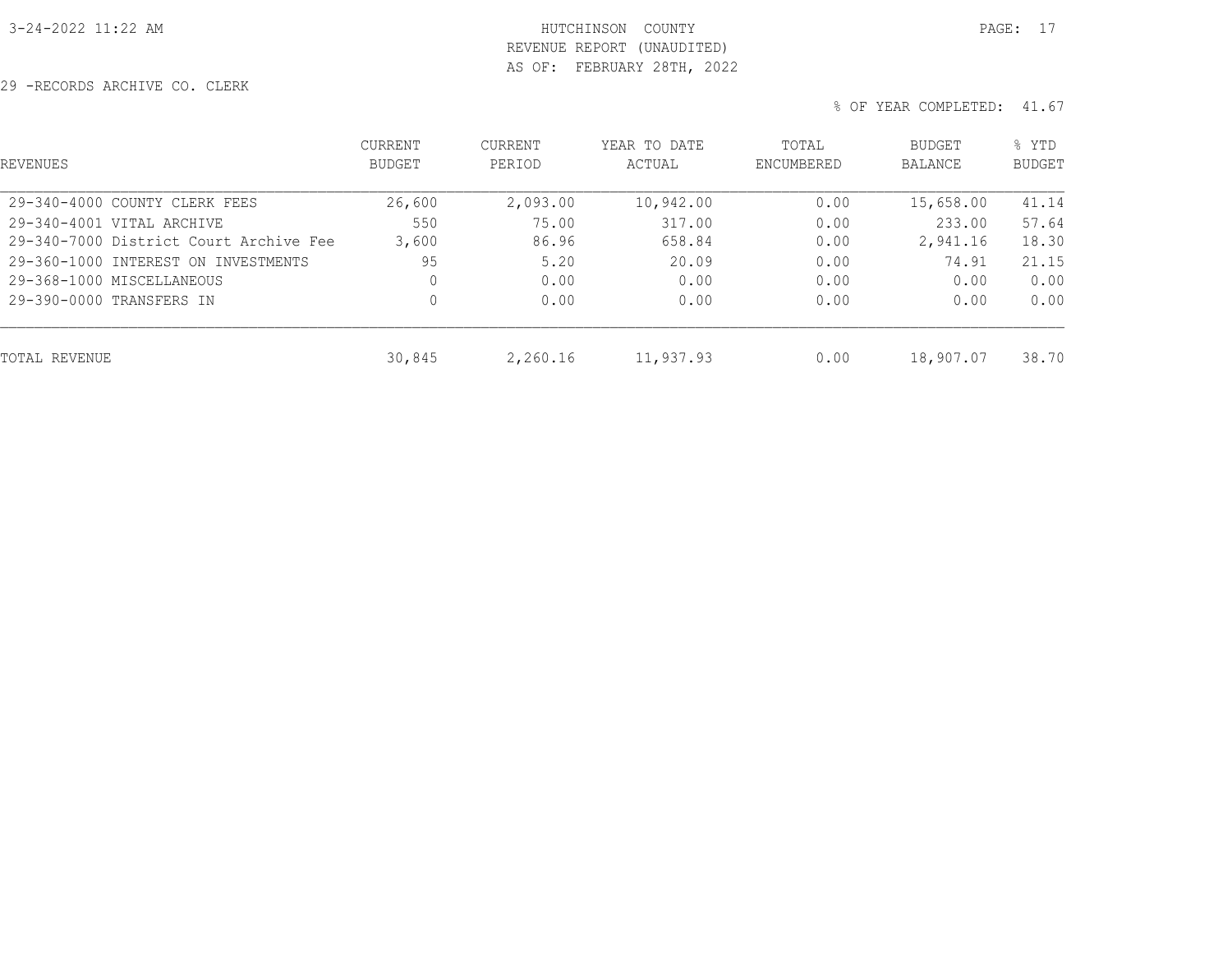HUTCHINSON COUNTY
REVENUE REPORT (UNAUDITED)
AS OF: FEBRUARY 28TH, 2022

29 -RECORDS ARCHIVE CO. CLERK

% OF YEAR COMPLETED: 41.67

| REVENUES | CURRENT BUDGET | CURRENT PERIOD | YEAR TO DATE ACTUAL | TOTAL ENCUMBERED | BUDGET BALANCE | % YTD BUDGET |
|---|---|---|---|---|---|---|
| 29-340-4000 COUNTY CLERK FEES | 26,600 | 2,093.00 | 10,942.00 | 0.00 | 15,658.00 | 41.14 |
| 29-340-4001 VITAL ARCHIVE | 550 | 75.00 | 317.00 | 0.00 | 233.00 | 57.64 |
| 29-340-7000 District Court Archive Fee | 3,600 | 86.96 | 658.84 | 0.00 | 2,941.16 | 18.30 |
| 29-360-1000 INTEREST ON INVESTMENTS | 95 | 5.20 | 20.09 | 0.00 | 74.91 | 21.15 |
| 29-368-1000 MISCELLANEOUS | 0 | 0.00 | 0.00 | 0.00 | 0.00 | 0.00 |
| 29-390-0000 TRANSFERS IN | 0 | 0.00 | 0.00 | 0.00 | 0.00 | 0.00 |
| TOTAL REVENUE | 30,845 | 2,260.16 | 11,937.93 | 0.00 | 18,907.07 | 38.70 |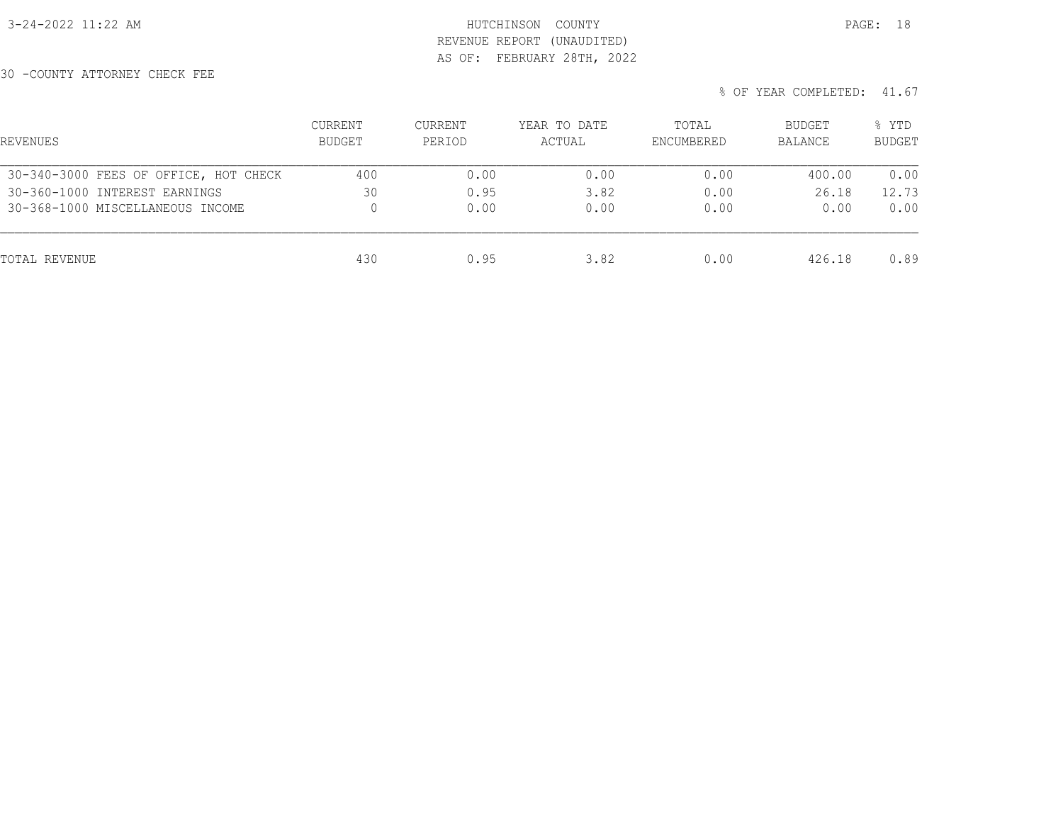HUTCHINSON COUNTY
REVENUE REPORT (UNAUDITED)
AS OF: FEBRUARY 28TH, 2022

30 -COUNTY ATTORNEY CHECK FEE

% OF YEAR COMPLETED: 41.67

| REVENUES | CURRENT BUDGET | CURRENT PERIOD | YEAR TO DATE ACTUAL | TOTAL ENCUMBERED | BUDGET BALANCE | % YTD BUDGET |
|---|---|---|---|---|---|---|
| 30-340-3000 FEES OF OFFICE, HOT CHECK | 400 | 0.00 | 0.00 | 0.00 | 400.00 | 0.00 |
| 30-360-1000 INTEREST EARNINGS | 30 | 0.95 | 3.82 | 0.00 | 26.18 | 12.73 |
| 30-368-1000 MISCELLANEOUS INCOME | 0 | 0.00 | 0.00 | 0.00 | 0.00 | 0.00 |
| TOTAL REVENUE | 430 | 0.95 | 3.82 | 0.00 | 426.18 | 0.89 |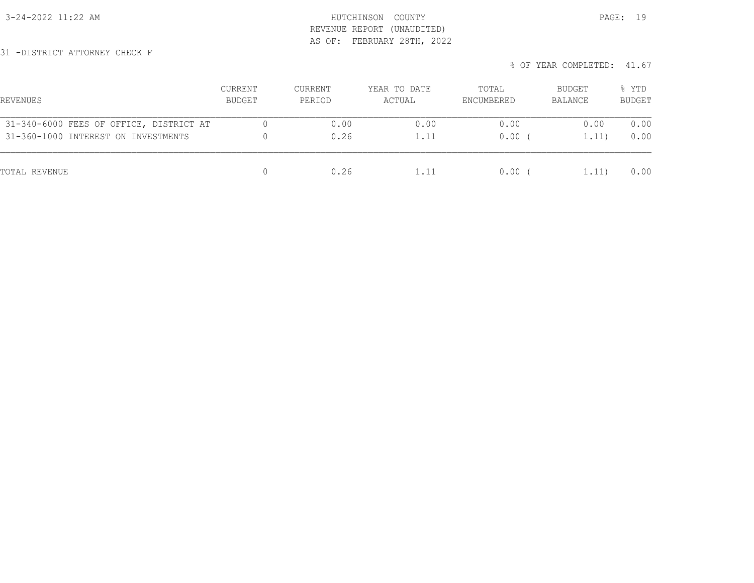HUTCHINSON COUNTY
REVENUE REPORT (UNAUDITED)
AS OF: FEBRUARY 28TH, 2022

31 -DISTRICT ATTORNEY CHECK F

% OF YEAR COMPLETED: 41.67

| REVENUES | CURRENT BUDGET | CURRENT PERIOD | YEAR TO DATE ACTUAL | TOTAL ENCUMBERED | BUDGET BALANCE | % YTD BUDGET |
|---|---|---|---|---|---|---|
| 31-340-6000 FEES OF OFFICE, DISTRICT AT | 0 | 0.00 | 0.00 | 0.00 | 0.00 | 0.00 |
| 31-360-1000 INTEREST ON INVESTMENTS | 0 | 0.26 | 1.11 | 0.00 | ( 1.11) | 0.00 |
| TOTAL REVENUE | 0 | 0.26 | 1.11 | 0.00 | ( 1.11) | 0.00 |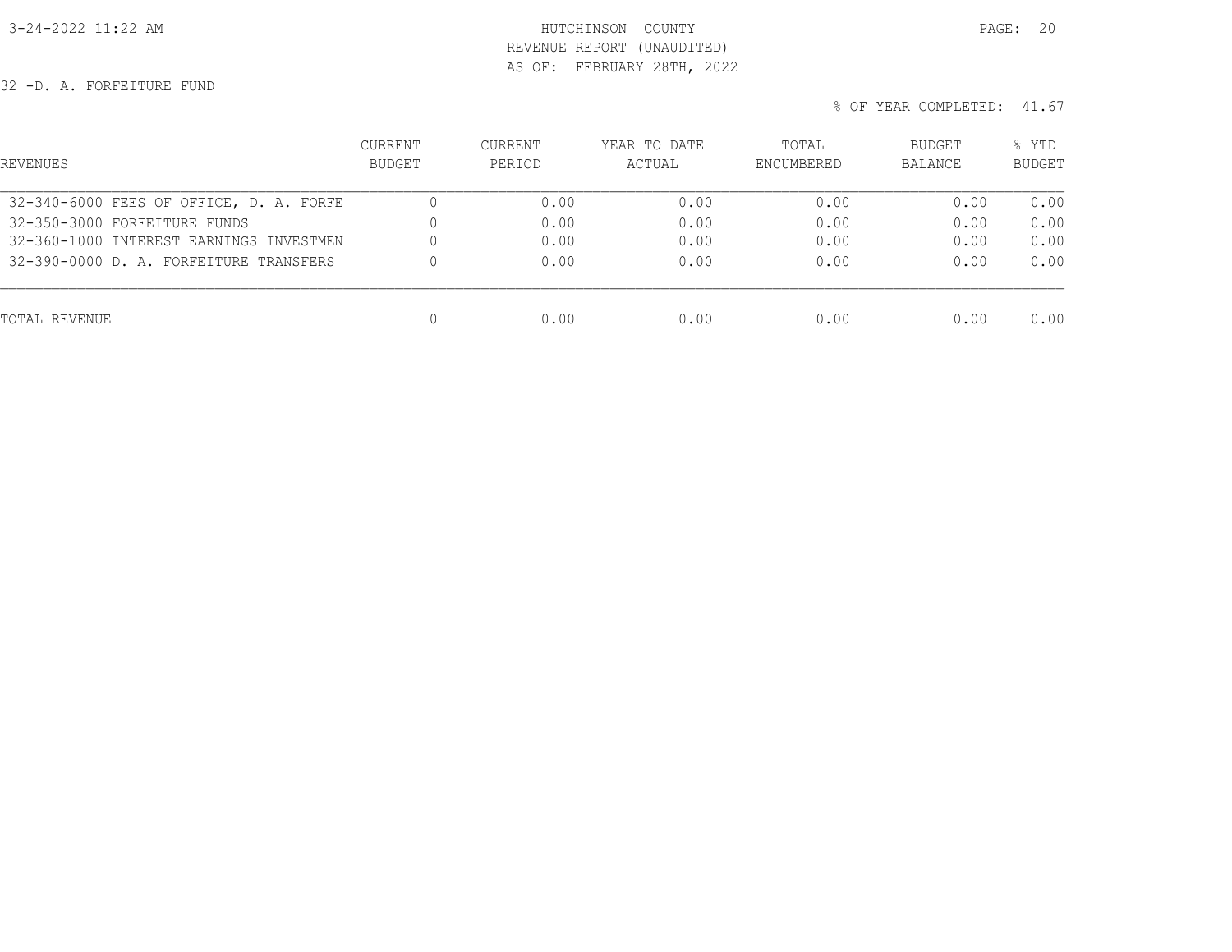HUTCHINSON COUNTY
REVENUE REPORT (UNAUDITED)
AS OF: FEBRUARY 28TH, 2022

32 -D. A. FORFEITURE FUND

% OF YEAR COMPLETED: 41.67

| REVENUES | CURRENT BUDGET | CURRENT PERIOD | YEAR TO DATE ACTUAL | TOTAL ENCUMBERED | BUDGET BALANCE | % YTD BUDGET |
|---|---|---|---|---|---|---|
| 32-340-6000 FEES OF OFFICE, D. A. FORFE | 0 | 0.00 | 0.00 | 0.00 | 0.00 | 0.00 |
| 32-350-3000 FORFEITURE FUNDS | 0 | 0.00 | 0.00 | 0.00 | 0.00 | 0.00 |
| 32-360-1000 INTEREST EARNINGS INVESTMEN | 0 | 0.00 | 0.00 | 0.00 | 0.00 | 0.00 |
| 32-390-0000 D. A. FORFEITURE TRANSFERS | 0 | 0.00 | 0.00 | 0.00 | 0.00 | 0.00 |
| TOTAL REVENUE | 0 | 0.00 | 0.00 | 0.00 | 0.00 | 0.00 |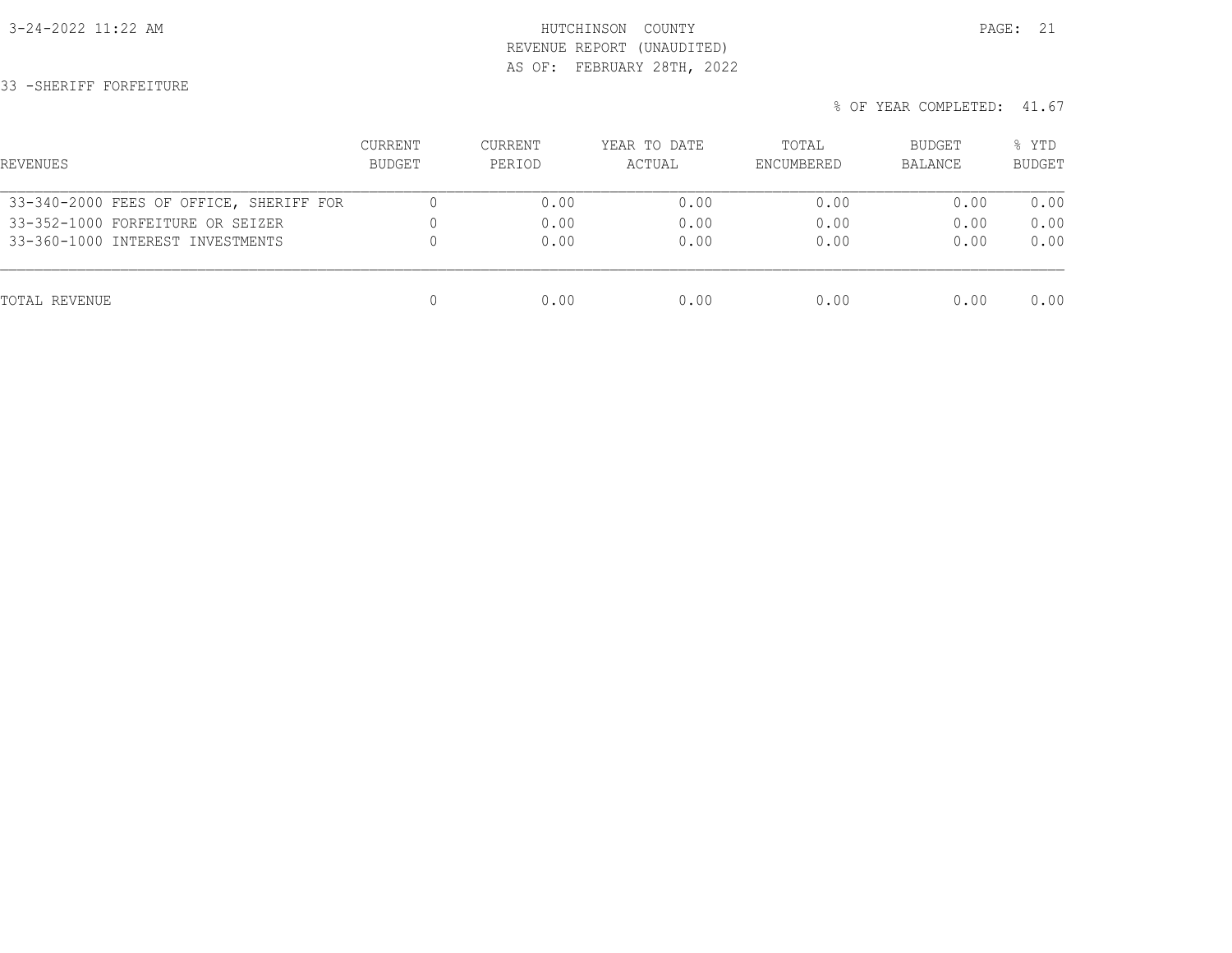HUTCHINSON COUNTY
REVENUE REPORT (UNAUDITED)
AS OF: FEBRUARY 28TH, 2022

33 -SHERIFF FORFEITURE

% OF YEAR COMPLETED: 41.67

| REVENUES | CURRENT BUDGET | CURRENT PERIOD | YEAR TO DATE ACTUAL | TOTAL ENCUMBERED | BUDGET BALANCE | % YTD BUDGET |
|---|---|---|---|---|---|---|
| 33-340-2000 FEES OF OFFICE, SHERIFF FOR | 0 | 0.00 | 0.00 | 0.00 | 0.00 | 0.00 |
| 33-352-1000 FORFEITURE OR SEIZER | 0 | 0.00 | 0.00 | 0.00 | 0.00 | 0.00 |
| 33-360-1000 INTEREST INVESTMENTS | 0 | 0.00 | 0.00 | 0.00 | 0.00 | 0.00 |
| TOTAL REVENUE | 0 | 0.00 | 0.00 | 0.00 | 0.00 | 0.00 |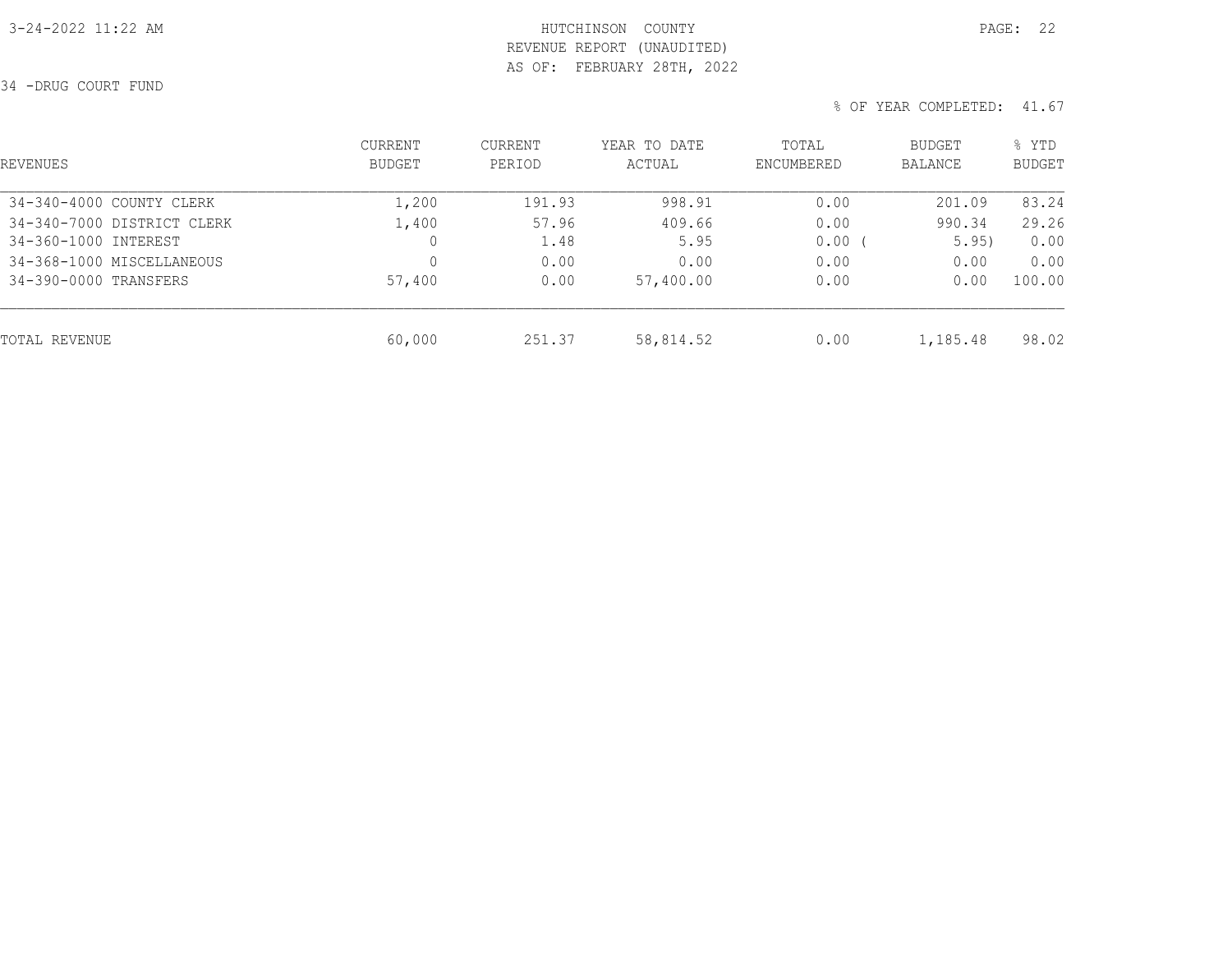HUTCHINSON COUNTY
REVENUE REPORT (UNAUDITED)
AS OF: FEBRUARY 28TH, 2022

34 -DRUG COURT FUND

% OF YEAR COMPLETED: 41.67

| REVENUES | CURRENT BUDGET | CURRENT PERIOD | YEAR TO DATE ACTUAL | TOTAL ENCUMBERED | BUDGET BALANCE | % YTD BUDGET |
|---|---|---|---|---|---|---|
| 34-340-4000 COUNTY CLERK | 1,200 | 191.93 | 998.91 | 0.00 | 201.09 | 83.24 |
| 34-340-7000 DISTRICT CLERK | 1,400 | 57.96 | 409.66 | 0.00 | 990.34 | 29.26 |
| 34-360-1000 INTEREST | 0 | 1.48 | 5.95 | 0.00 | ( 5.95) | 0.00 |
| 34-368-1000 MISCELLANEOUS | 0 | 0.00 | 0.00 | 0.00 | 0.00 | 0.00 |
| 34-390-0000 TRANSFERS | 57,400 | 0.00 | 57,400.00 | 0.00 | 0.00 | 100.00 |
| TOTAL REVENUE | 60,000 | 251.37 | 58,814.52 | 0.00 | 1,185.48 | 98.02 |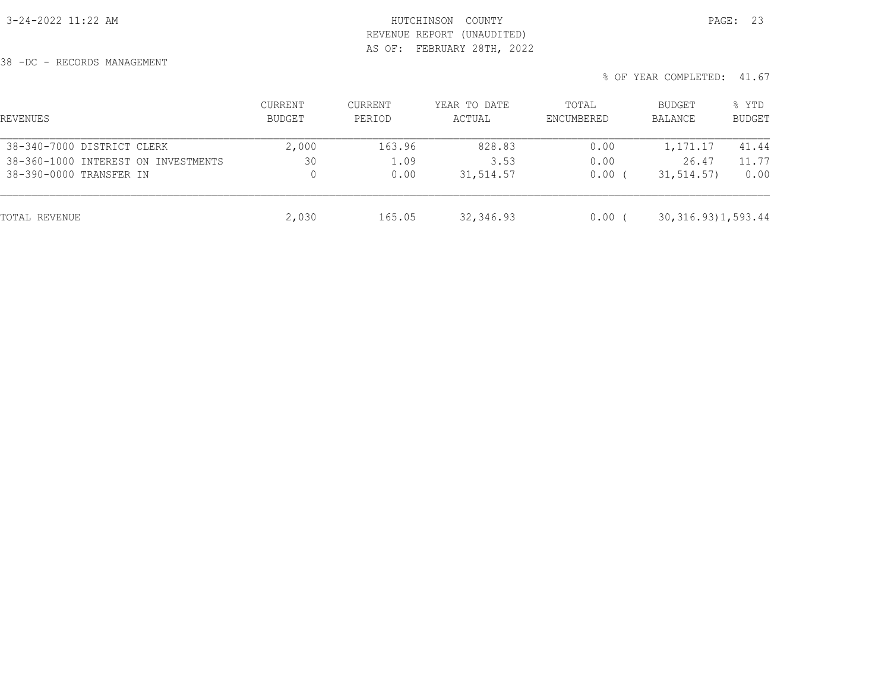HUTCHINSON COUNTY
REVENUE REPORT (UNAUDITED)
AS OF: FEBRUARY 28TH, 2022

38 -DC - RECORDS MANAGEMENT

% OF YEAR COMPLETED: 41.67

| REVENUES | CURRENT BUDGET | CURRENT PERIOD | YEAR TO DATE ACTUAL | TOTAL ENCUMBERED | BUDGET BALANCE | % YTD BUDGET |
|---|---|---|---|---|---|---|
| 38-340-7000 DISTRICT CLERK | 2,000 | 163.96 | 828.83 | 0.00 | 1,171.17 | 41.44 |
| 38-360-1000 INTEREST ON INVESTMENTS | 30 | 1.09 | 3.53 | 0.00 | 26.47 | 11.77 |
| 38-390-0000 TRANSFER IN | 0 | 0.00 | 31,514.57 | 0.00 | ( 31,514.57) | 0.00 |
| TOTAL REVENUE | 2,030 | 165.05 | 32,346.93 | 0.00 | ( 30,316.93) | 1,593.44 |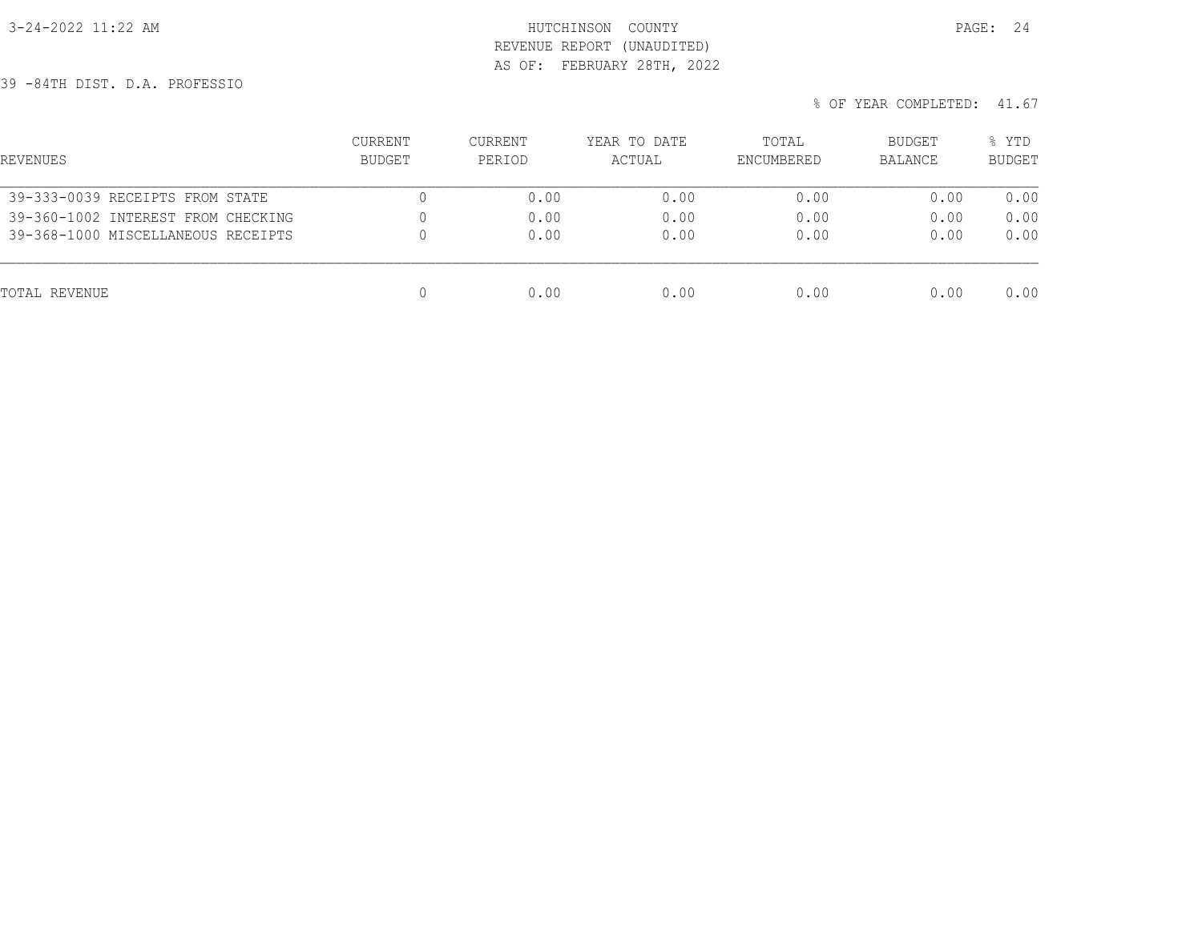HUTCHINSON COUNTY
REVENUE REPORT (UNAUDITED)
AS OF: FEBRUARY 28TH, 2022

39 -84TH DIST. D.A. PROFESSIO

% OF YEAR COMPLETED: 41.67

| REVENUES | CURRENT BUDGET | CURRENT PERIOD | YEAR TO DATE ACTUAL | TOTAL ENCUMBERED | BUDGET BALANCE | % YTD BUDGET |
|---|---|---|---|---|---|---|
| 39-333-0039 RECEIPTS FROM STATE | 0 | 0.00 | 0.00 | 0.00 | 0.00 | 0.00 |
| 39-360-1002 INTEREST FROM CHECKING | 0 | 0.00 | 0.00 | 0.00 | 0.00 | 0.00 |
| 39-368-1000 MISCELLANEOUS RECEIPTS | 0 | 0.00 | 0.00 | 0.00 | 0.00 | 0.00 |
| TOTAL REVENUE | 0 | 0.00 | 0.00 | 0.00 | 0.00 | 0.00 |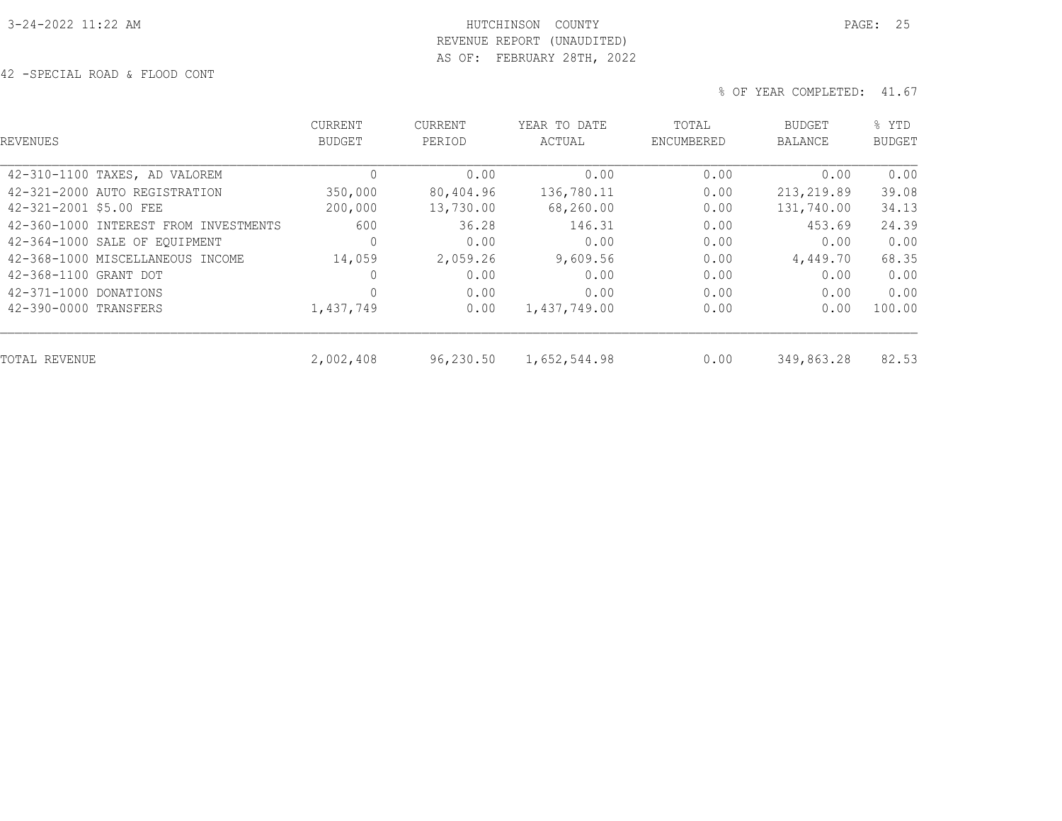HUTCHINSON COUNTY
REVENUE REPORT (UNAUDITED)
AS OF: FEBRUARY 28TH, 2022

42 -SPECIAL ROAD & FLOOD CONT

% OF YEAR COMPLETED: 41.67

| REVENUES | CURRENT BUDGET | CURRENT PERIOD | YEAR TO DATE ACTUAL | TOTAL ENCUMBERED | BUDGET BALANCE | % YTD BUDGET |
|---|---|---|---|---|---|---|
| 42-310-1100 TAXES, AD VALOREM | 0 | 0.00 | 0.00 | 0.00 | 0.00 | 0.00 |
| 42-321-2000 AUTO REGISTRATION | 350,000 | 80,404.96 | 136,780.11 | 0.00 | 213,219.89 | 39.08 |
| 42-321-2001 $5.00 FEE | 200,000 | 13,730.00 | 68,260.00 | 0.00 | 131,740.00 | 34.13 |
| 42-360-1000 INTEREST FROM INVESTMENTS | 600 | 36.28 | 146.31 | 0.00 | 453.69 | 24.39 |
| 42-364-1000 SALE OF EQUIPMENT | 0 | 0.00 | 0.00 | 0.00 | 0.00 | 0.00 |
| 42-368-1000 MISCELLANEOUS INCOME | 14,059 | 2,059.26 | 9,609.56 | 0.00 | 4,449.70 | 68.35 |
| 42-368-1100 GRANT DOT | 0 | 0.00 | 0.00 | 0.00 | 0.00 | 0.00 |
| 42-371-1000 DONATIONS | 0 | 0.00 | 0.00 | 0.00 | 0.00 | 0.00 |
| 42-390-0000 TRANSFERS | 1,437,749 | 0.00 | 1,437,749.00 | 0.00 | 0.00 | 100.00 |
| TOTAL REVENUE | 2,002,408 | 96,230.50 | 1,652,544.98 | 0.00 | 349,863.28 | 82.53 |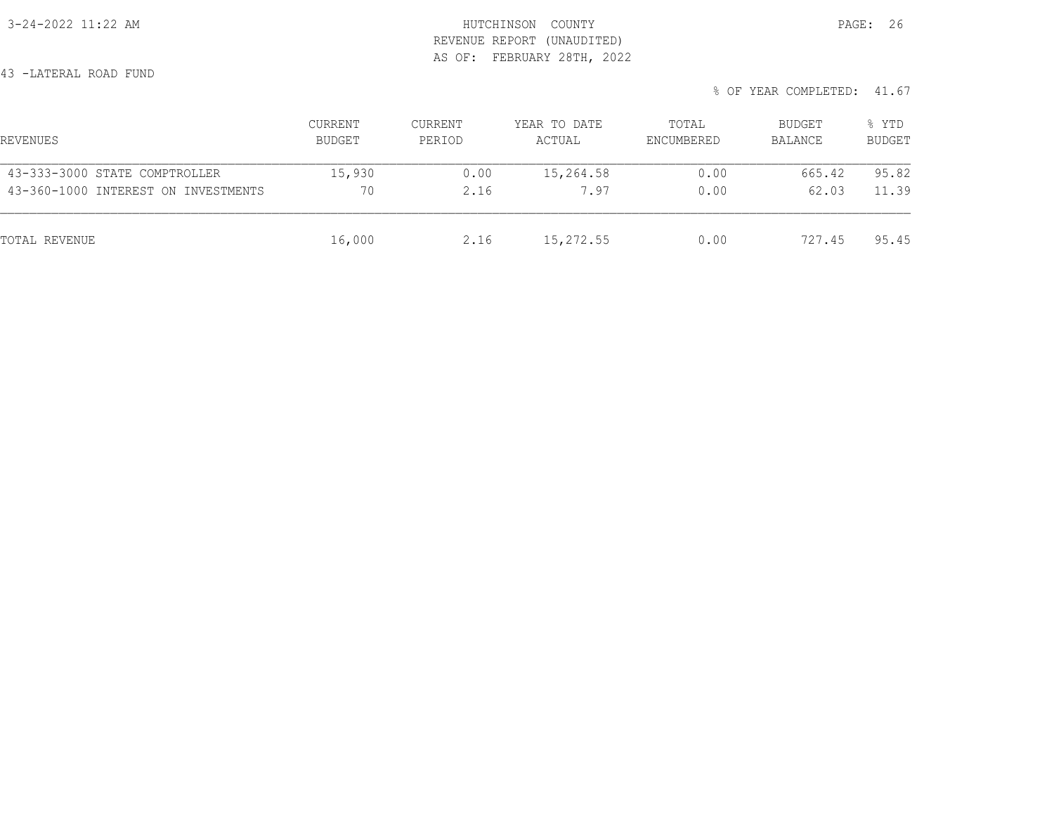HUTCHINSON COUNTY
REVENUE REPORT (UNAUDITED)
AS OF: FEBRUARY 28TH, 2022

43 -LATERAL ROAD FUND

% OF YEAR COMPLETED: 41.67

| REVENUES | CURRENT BUDGET | CURRENT PERIOD | YEAR TO DATE ACTUAL | TOTAL ENCUMBERED | BUDGET BALANCE | % YTD BUDGET |
|---|---|---|---|---|---|---|
| 43-333-3000 STATE COMPTROLLER | 15,930 | 0.00 | 15,264.58 | 0.00 | 665.42 | 95.82 |
| 43-360-1000 INTEREST ON INVESTMENTS | 70 | 2.16 | 7.97 | 0.00 | 62.03 | 11.39 |
| TOTAL REVENUE | 16,000 | 2.16 | 15,272.55 | 0.00 | 727.45 | 95.45 |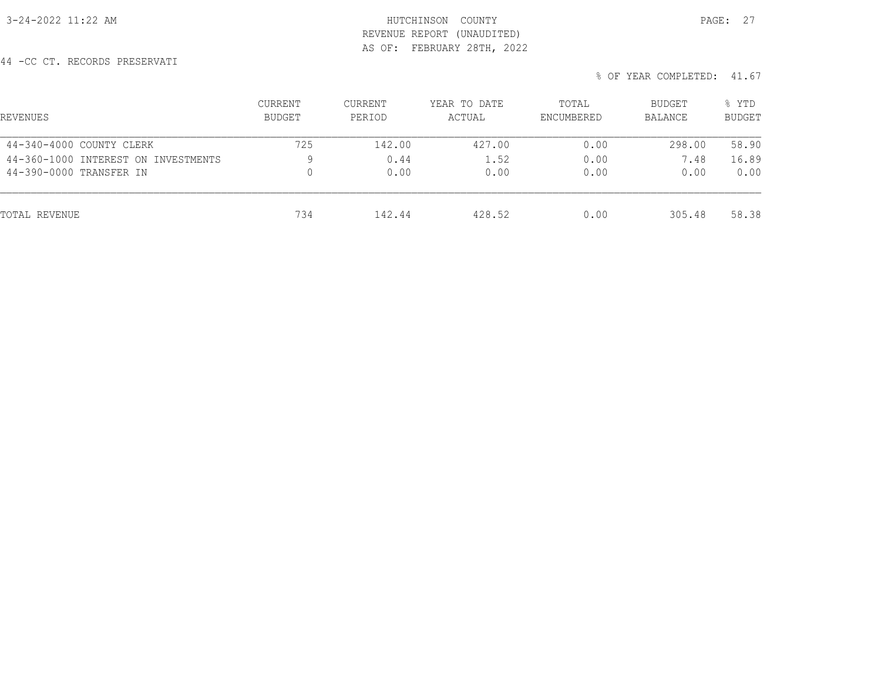HUTCHINSON COUNTY
REVENUE REPORT (UNAUDITED)
AS OF: FEBRUARY 28TH, 2022

44 -CC CT. RECORDS PRESERVATI

% OF YEAR COMPLETED: 41.67

| REVENUES | CURRENT BUDGET | CURRENT PERIOD | YEAR TO DATE ACTUAL | TOTAL ENCUMBERED | BUDGET BALANCE | % YTD BUDGET |
|---|---|---|---|---|---|---|
| 44-340-4000 COUNTY CLERK | 725 | 142.00 | 427.00 | 0.00 | 298.00 | 58.90 |
| 44-360-1000 INTEREST ON INVESTMENTS | 9 | 0.44 | 1.52 | 0.00 | 7.48 | 16.89 |
| 44-390-0000 TRANSFER IN | 0 | 0.00 | 0.00 | 0.00 | 0.00 | 0.00 |
| TOTAL REVENUE | 734 | 142.44 | 428.52 | 0.00 | 305.48 | 58.38 |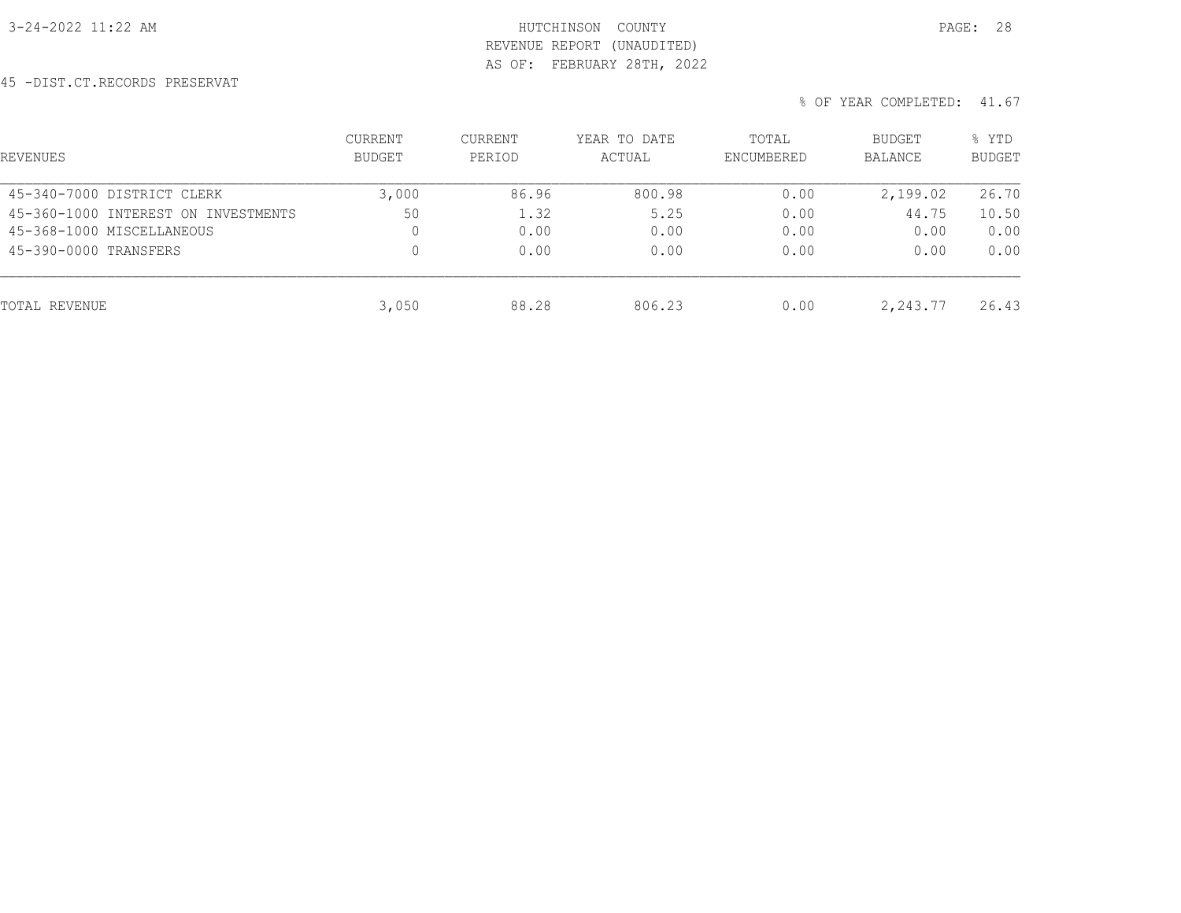HUTCHINSON COUNTY
REVENUE REPORT (UNAUDITED)
AS OF: FEBRUARY 28TH, 2022

45 -DIST.CT.RECORDS PRESERVAT

% OF YEAR COMPLETED: 41.67

| REVENUES | CURRENT BUDGET | CURRENT PERIOD | YEAR TO DATE ACTUAL | TOTAL ENCUMBERED | BUDGET BALANCE | % YTD BUDGET |
|---|---|---|---|---|---|---|
| 45-340-7000 DISTRICT CLERK | 3,000 | 86.96 | 800.98 | 0.00 | 2,199.02 | 26.70 |
| 45-360-1000 INTEREST ON INVESTMENTS | 50 | 1.32 | 5.25 | 0.00 | 44.75 | 10.50 |
| 45-368-1000 MISCELLANEOUS | 0 | 0.00 | 0.00 | 0.00 | 0.00 | 0.00 |
| 45-390-0000 TRANSFERS | 0 | 0.00 | 0.00 | 0.00 | 0.00 | 0.00 |
| TOTAL REVENUE | 3,050 | 88.28 | 806.23 | 0.00 | 2,243.77 | 26.43 |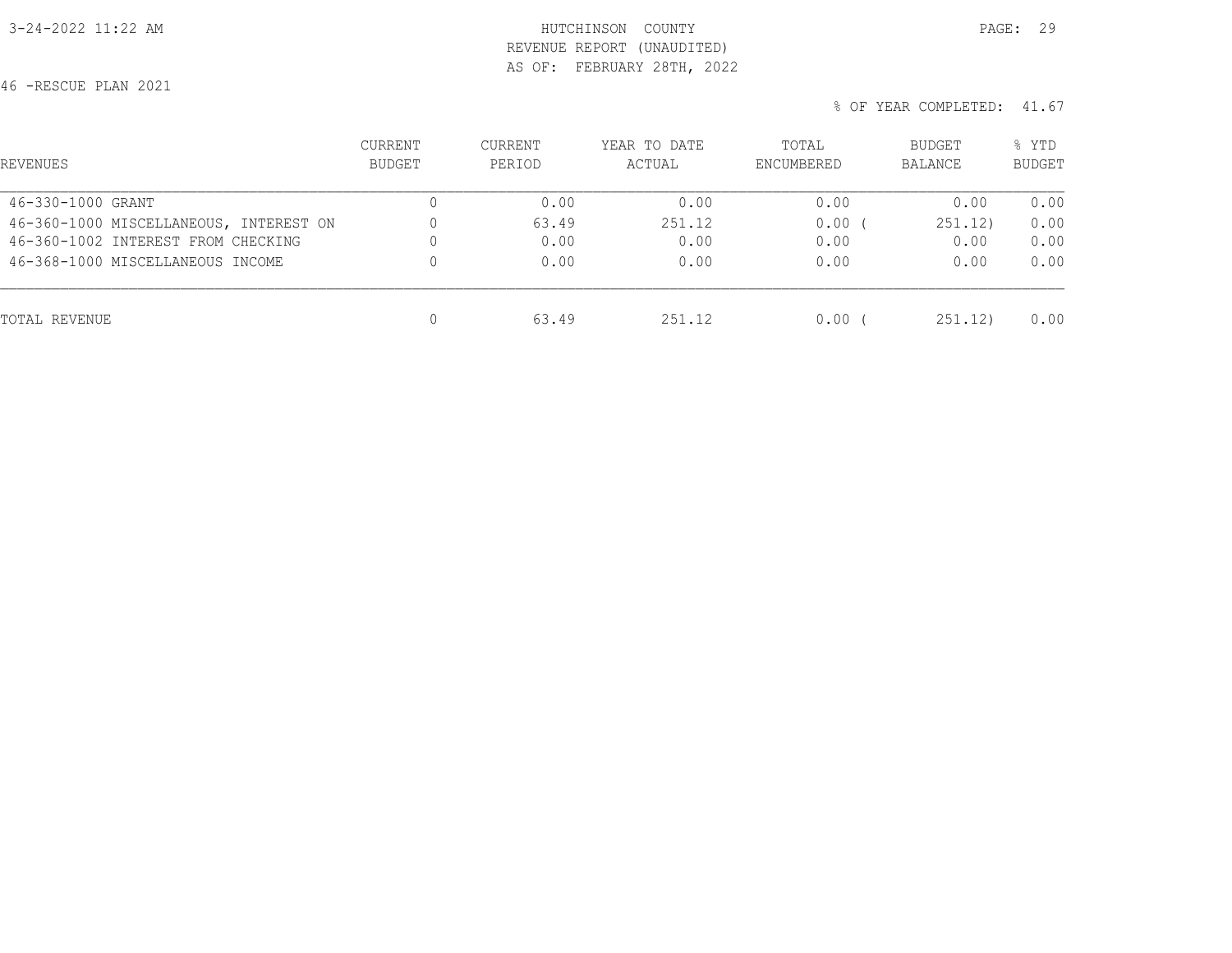HUTCHINSON COUNTY
REVENUE REPORT (UNAUDITED)
AS OF: FEBRUARY 28TH, 2022

3-24-2022 11:22 AM

46 -RESCUE PLAN 2021

% OF YEAR COMPLETED: 41.67

| REVENUES | CURRENT BUDGET | CURRENT PERIOD | YEAR TO DATE ACTUAL | TOTAL ENCUMBERED | BUDGET BALANCE | % YTD BUDGET |
|---|---|---|---|---|---|---|
| 46-330-1000 GRANT | 0 | 0.00 | 0.00 | 0.00 | 0.00 | 0.00 |
| 46-360-1000 MISCELLANEOUS, INTEREST ON | 0 | 63.49 | 251.12 | 0.00 | ( 251.12) | 0.00 |
| 46-360-1002 INTEREST FROM CHECKING | 0 | 0.00 | 0.00 | 0.00 | 0.00 | 0.00 |
| 46-368-1000 MISCELLANEOUS INCOME | 0 | 0.00 | 0.00 | 0.00 | 0.00 | 0.00 |
| TOTAL REVENUE | 0 | 63.49 | 251.12 | 0.00 | ( 251.12) | 0.00 |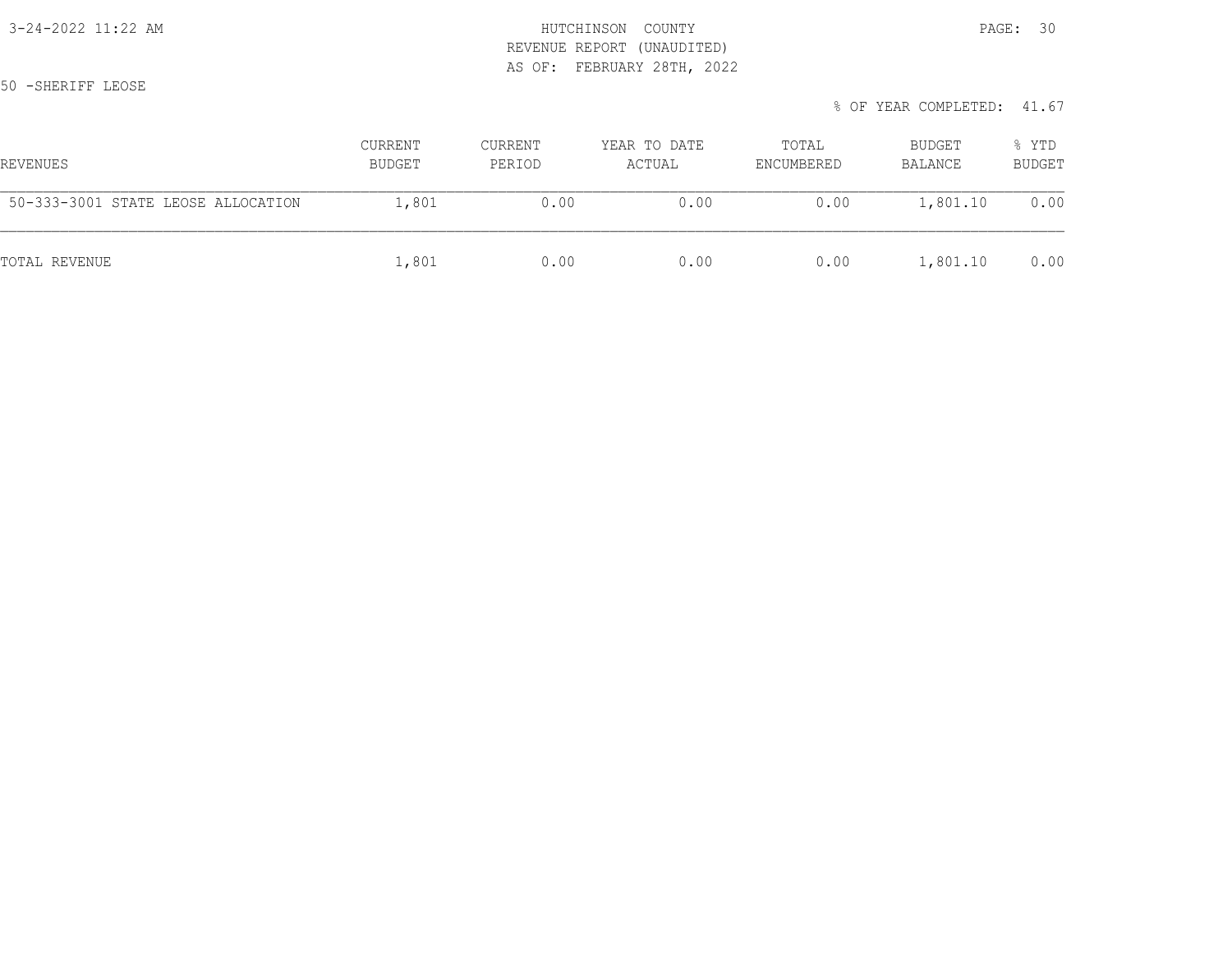HUTCHINSON COUNTY
REVENUE REPORT (UNAUDITED)
AS OF: FEBRUARY 28TH, 2022

50 -SHERIFF LEOSE

% OF YEAR COMPLETED: 41.67

| REVENUES | CURRENT BUDGET | CURRENT PERIOD | YEAR TO DATE ACTUAL | TOTAL ENCUMBERED | BUDGET BALANCE | % YTD BUDGET |
|---|---|---|---|---|---|---|
| 50-333-3001 STATE LEOSE ALLOCATION | 1,801 | 0.00 | 0.00 | 0.00 | 1,801.10 | 0.00 |
| TOTAL REVENUE | 1,801 | 0.00 | 0.00 | 0.00 | 1,801.10 | 0.00 |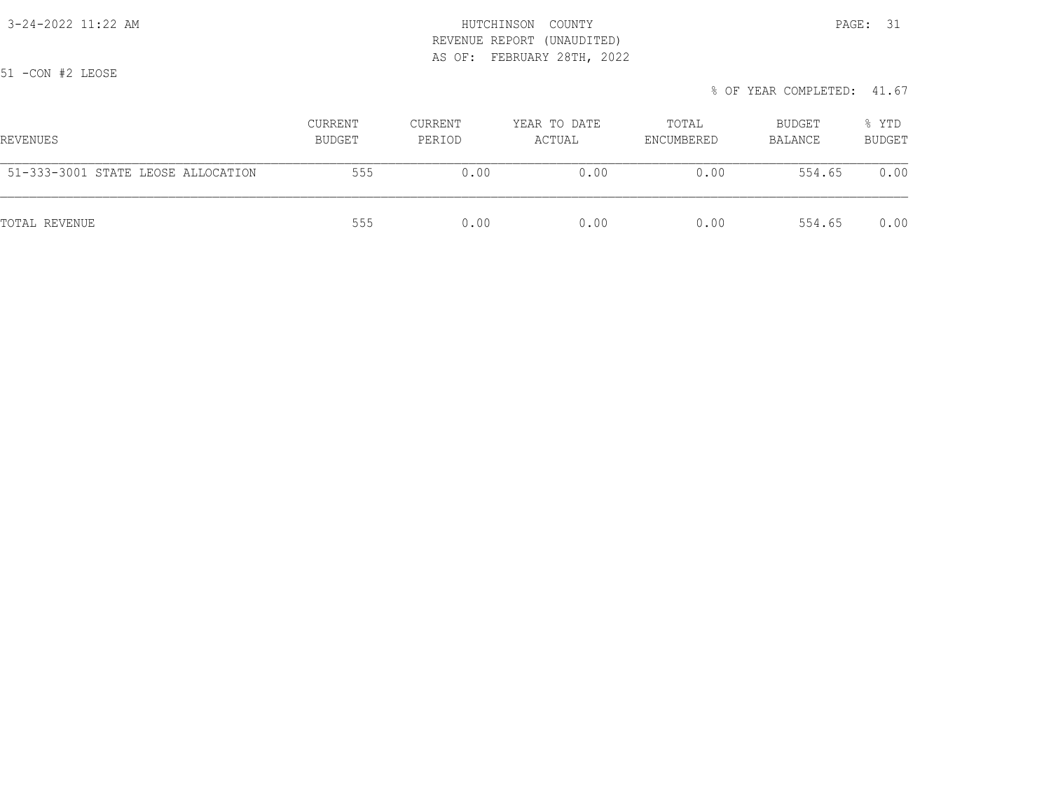HUTCHINSON COUNTY
REVENUE REPORT (UNAUDITED)
AS OF: FEBRUARY 28TH, 2022

51 -CON #2 LEOSE

% OF YEAR COMPLETED: 41.67

| REVENUES | CURRENT BUDGET | CURRENT PERIOD | YEAR TO DATE ACTUAL | TOTAL ENCUMBERED | BUDGET BALANCE | % YTD BUDGET |
|---|---|---|---|---|---|---|
| 51-333-3001 STATE LEOSE ALLOCATION | 555 | 0.00 | 0.00 | 0.00 | 554.65 | 0.00 |
| TOTAL REVENUE | 555 | 0.00 | 0.00 | 0.00 | 554.65 | 0.00 |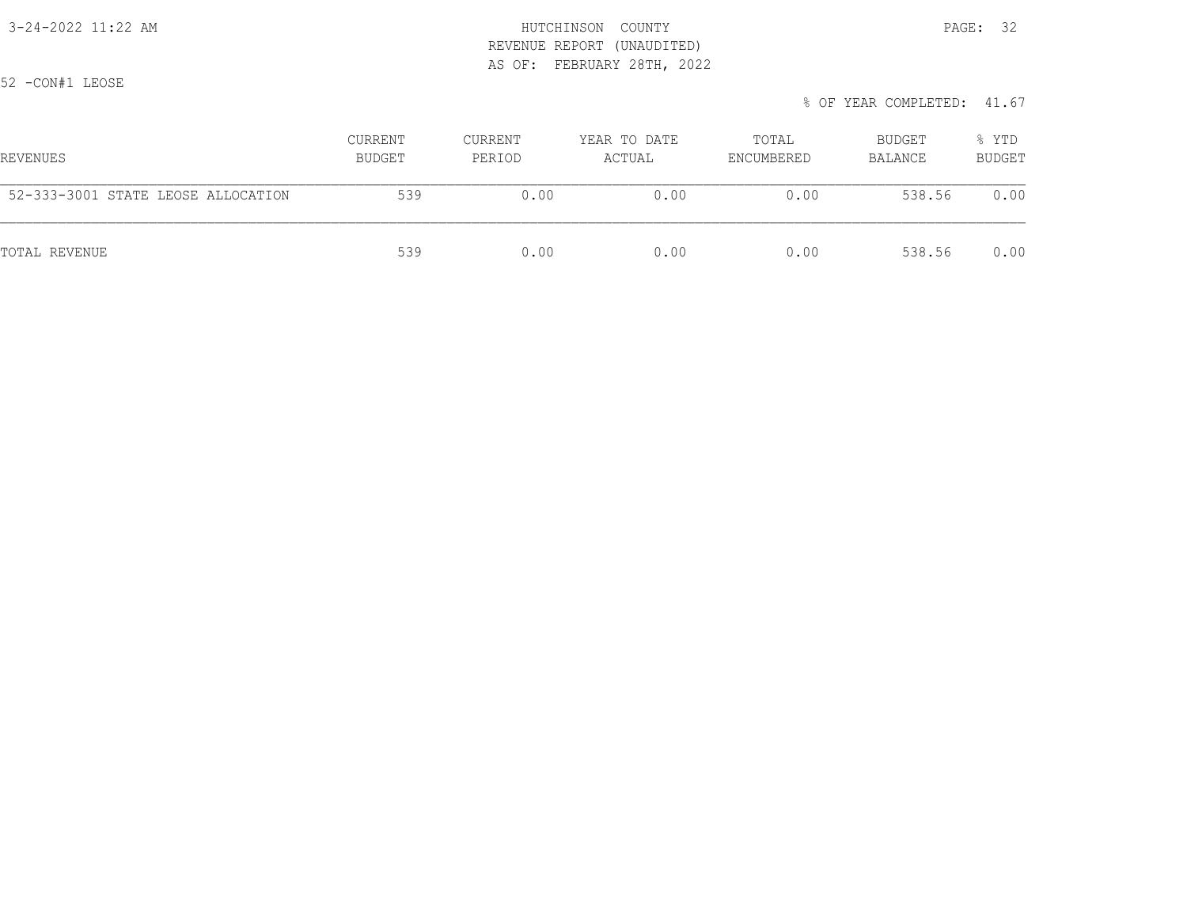HUTCHINSON COUNTY
REVENUE REPORT (UNAUDITED)
AS OF: FEBRUARY 28TH, 2022

52 -CON#1 LEOSE

% OF YEAR COMPLETED: 41.67

| REVENUES | CURRENT BUDGET | CURRENT PERIOD | YEAR TO DATE ACTUAL | TOTAL ENCUMBERED | BUDGET BALANCE | % YTD BUDGET |
|---|---|---|---|---|---|---|
| 52-333-3001 STATE LEOSE ALLOCATION | 539 | 0.00 | 0.00 | 0.00 | 538.56 | 0.00 |
| TOTAL REVENUE | 539 | 0.00 | 0.00 | 0.00 | 538.56 | 0.00 |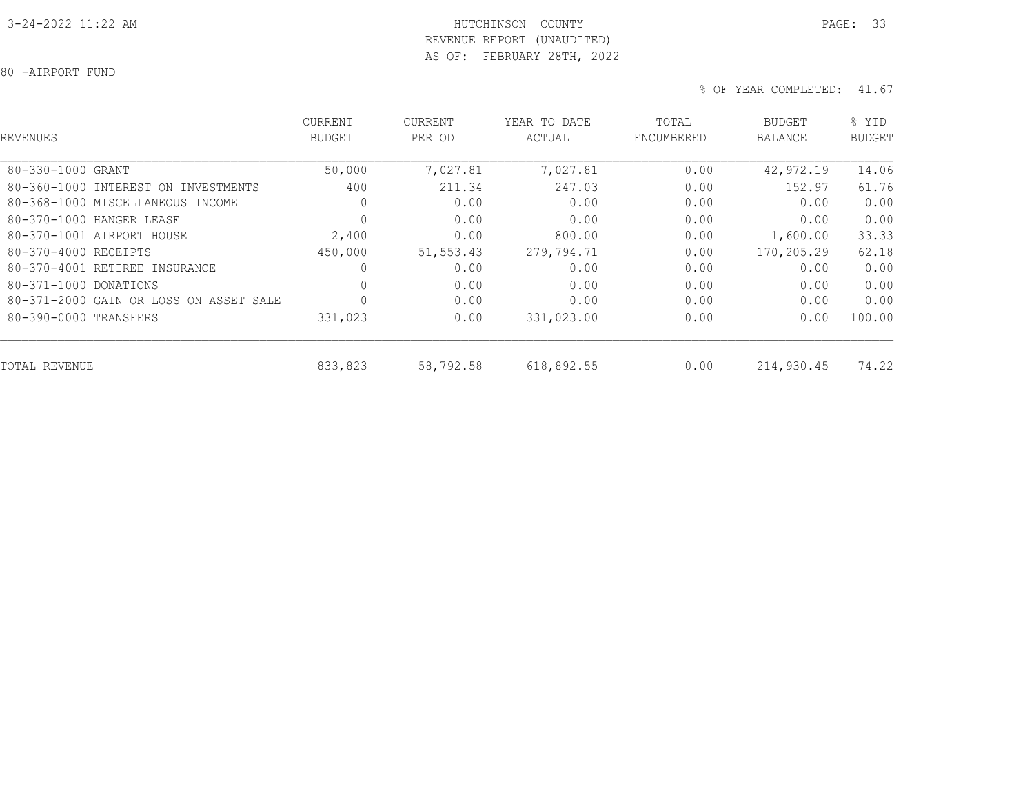HUTCHINSON COUNTY
REVENUE REPORT (UNAUDITED)
AS OF: FEBRUARY 28TH, 2022

80 -AIRPORT FUND

% OF YEAR COMPLETED: 41.67

| REVENUES | CURRENT BUDGET | CURRENT PERIOD | YEAR TO DATE ACTUAL | TOTAL ENCUMBERED | BUDGET BALANCE | % YTD BUDGET |
|---|---|---|---|---|---|---|
| 80-330-1000 GRANT | 50,000 | 7,027.81 | 7,027.81 | 0.00 | 42,972.19 | 14.06 |
| 80-360-1000 INTEREST ON INVESTMENTS | 400 | 211.34 | 247.03 | 0.00 | 152.97 | 61.76 |
| 80-368-1000 MISCELLANEOUS INCOME | 0 | 0.00 | 0.00 | 0.00 | 0.00 | 0.00 |
| 80-370-1000 HANGER LEASE | 0 | 0.00 | 0.00 | 0.00 | 0.00 | 0.00 |
| 80-370-1001 AIRPORT HOUSE | 2,400 | 0.00 | 800.00 | 0.00 | 1,600.00 | 33.33 |
| 80-370-4000 RECEIPTS | 450,000 | 51,553.43 | 279,794.71 | 0.00 | 170,205.29 | 62.18 |
| 80-370-4001 RETIREE INSURANCE | 0 | 0.00 | 0.00 | 0.00 | 0.00 | 0.00 |
| 80-371-1000 DONATIONS | 0 | 0.00 | 0.00 | 0.00 | 0.00 | 0.00 |
| 80-371-2000 GAIN OR LOSS ON ASSET SALE | 0 | 0.00 | 0.00 | 0.00 | 0.00 | 0.00 |
| 80-390-0000 TRANSFERS | 331,023 | 0.00 | 331,023.00 | 0.00 | 0.00 | 100.00 |
| TOTAL REVENUE | 833,823 | 58,792.58 | 618,892.55 | 0.00 | 214,930.45 | 74.22 |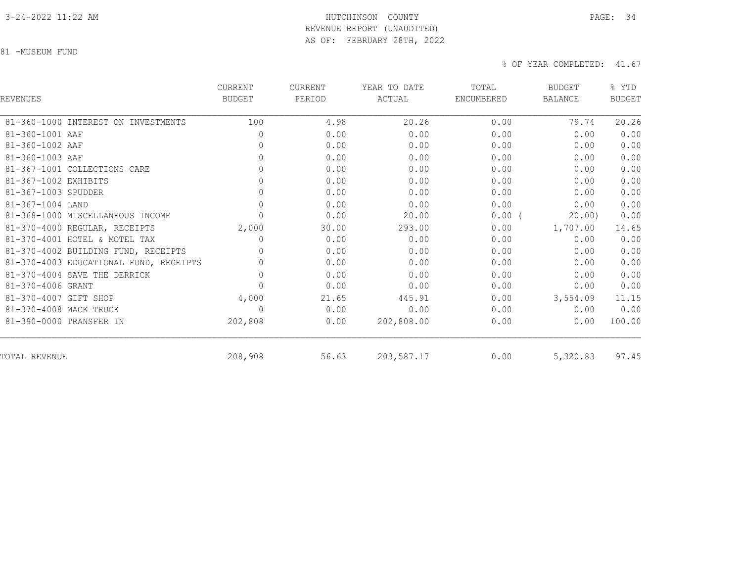# HUTCHINSON COUNTY
## REVENUE REPORT (UNAUDITED)
## AS OF: FEBRUARY 28TH, 2022

81 -MUSEUM FUND

% OF YEAR COMPLETED: 41.67

| REVENUES | CURRENT BUDGET | CURRENT PERIOD | YEAR TO DATE ACTUAL | TOTAL ENCUMBERED | BUDGET BALANCE | % YTD BUDGET |
|---|---|---|---|---|---|---|
| 81-360-1000 INTEREST ON INVESTMENTS | 100 | 4.98 | 20.26 | 0.00 | 79.74 | 20.26 |
| 81-360-1001 AAF | 0 | 0.00 | 0.00 | 0.00 | 0.00 | 0.00 |
| 81-360-1002 AAF | 0 | 0.00 | 0.00 | 0.00 | 0.00 | 0.00 |
| 81-360-1003 AAF | 0 | 0.00 | 0.00 | 0.00 | 0.00 | 0.00 |
| 81-367-1001 COLLECTIONS CARE | 0 | 0.00 | 0.00 | 0.00 | 0.00 | 0.00 |
| 81-367-1002 EXHIBITS | 0 | 0.00 | 0.00 | 0.00 | 0.00 | 0.00 |
| 81-367-1003 SPUDDER | 0 | 0.00 | 0.00 | 0.00 | 0.00 | 0.00 |
| 81-367-1004 LAND | 0 | 0.00 | 0.00 | 0.00 | 0.00 | 0.00 |
| 81-368-1000 MISCELLANEOUS INCOME | 0 | 0.00 | 20.00 | 0.00 | ( 20.00) | 0.00 |
| 81-370-4000 REGULAR, RECEIPTS | 2,000 | 30.00 | 293.00 | 0.00 | 1,707.00 | 14.65 |
| 81-370-4001 HOTEL & MOTEL TAX | 0 | 0.00 | 0.00 | 0.00 | 0.00 | 0.00 |
| 81-370-4002 BUILDING FUND, RECEIPTS | 0 | 0.00 | 0.00 | 0.00 | 0.00 | 0.00 |
| 81-370-4003 EDUCATIONAL FUND, RECEIPTS | 0 | 0.00 | 0.00 | 0.00 | 0.00 | 0.00 |
| 81-370-4004 SAVE THE DERRICK | 0 | 0.00 | 0.00 | 0.00 | 0.00 | 0.00 |
| 81-370-4006 GRANT | 0 | 0.00 | 0.00 | 0.00 | 0.00 | 0.00 |
| 81-370-4007 GIFT SHOP | 4,000 | 21.65 | 445.91 | 0.00 | 3,554.09 | 11.15 |
| 81-370-4008 MACK TRUCK | 0 | 0.00 | 0.00 | 0.00 | 0.00 | 0.00 |
| 81-390-0000 TRANSFER IN | 202,808 | 0.00 | 202,808.00 | 0.00 | 0.00 | 100.00 |
| TOTAL REVENUE | 208,908 | 56.63 | 203,587.17 | 0.00 | 5,320.83 | 97.45 |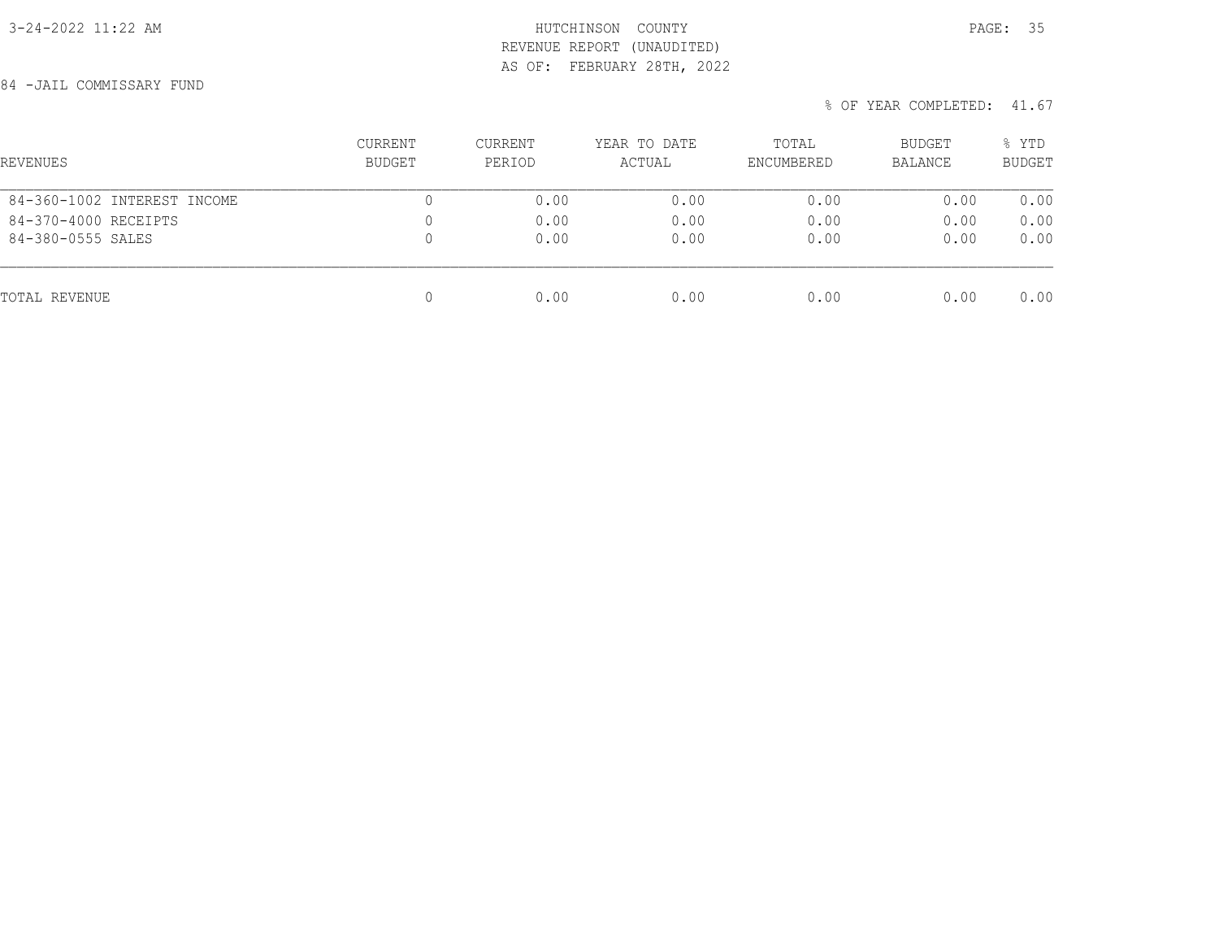HUTCHINSON COUNTY
REVENUE REPORT (UNAUDITED)
AS OF: FEBRUARY 28TH, 2022

84 -JAIL COMMISSARY FUND

% OF YEAR COMPLETED: 41.67

| REVENUES | CURRENT BUDGET | CURRENT PERIOD | YEAR TO DATE ACTUAL | TOTAL ENCUMBERED | BUDGET BALANCE | % YTD BUDGET |
|---|---|---|---|---|---|---|
| 84-360-1002 INTEREST INCOME | 0 | 0.00 | 0.00 | 0.00 | 0.00 | 0.00 |
| 84-370-4000 RECEIPTS | 0 | 0.00 | 0.00 | 0.00 | 0.00 | 0.00 |
| 84-380-0555 SALES | 0 | 0.00 | 0.00 | 0.00 | 0.00 | 0.00 |
| TOTAL REVENUE | 0 | 0.00 | 0.00 | 0.00 | 0.00 | 0.00 |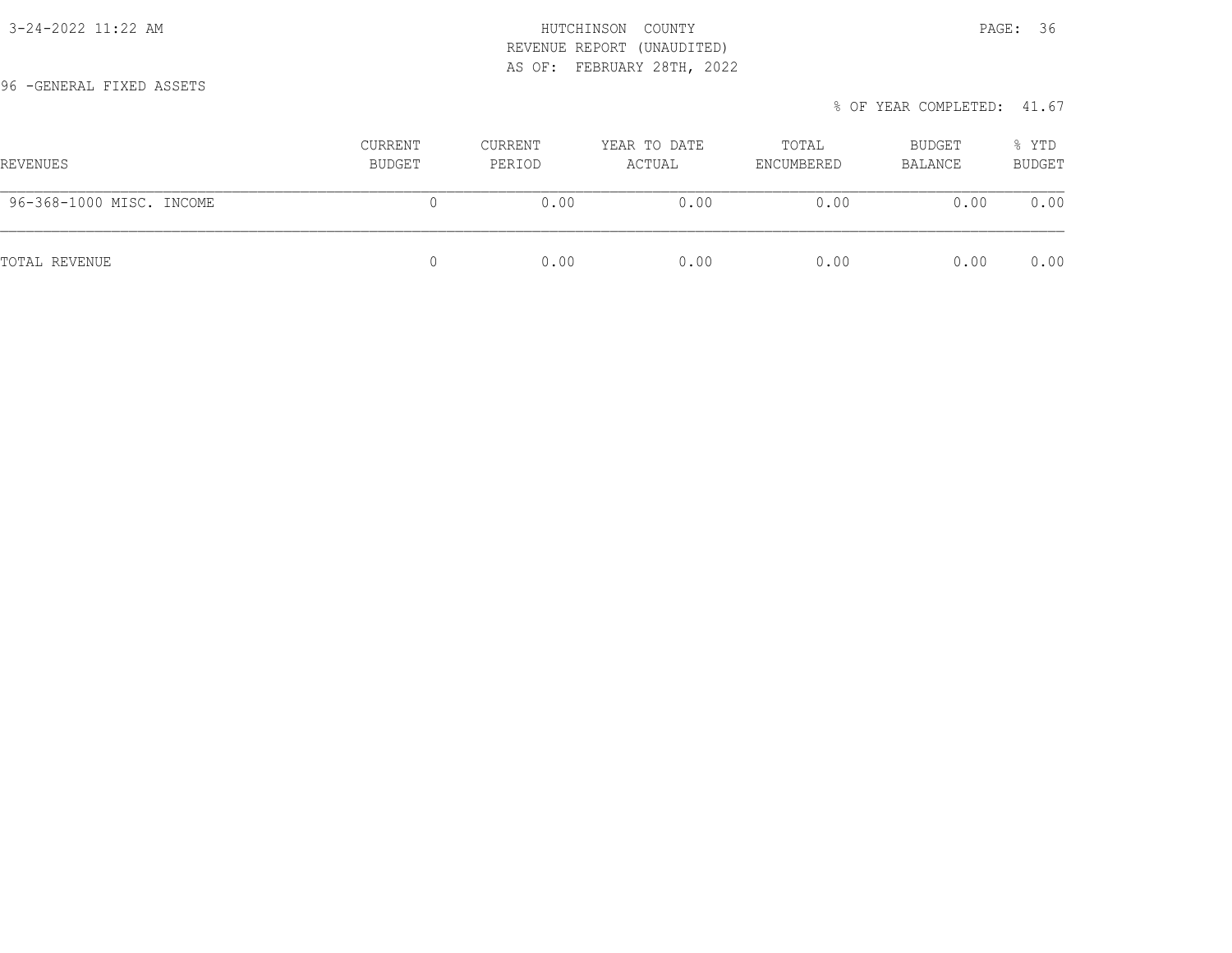HUTCHINSON COUNTY
REVENUE REPORT (UNAUDITED)
AS OF: FEBRUARY 28TH, 2022

96 -GENERAL FIXED ASSETS

% OF YEAR COMPLETED: 41.67

| REVENUES | CURRENT BUDGET | CURRENT PERIOD | YEAR TO DATE ACTUAL | TOTAL ENCUMBERED | BUDGET BALANCE | % YTD BUDGET |
|---|---|---|---|---|---|---|
| 96-368-1000 MISC. INCOME | 0 | 0.00 | 0.00 | 0.00 | 0.00 | 0.00 |
| TOTAL REVENUE | 0 | 0.00 | 0.00 | 0.00 | 0.00 | 0.00 |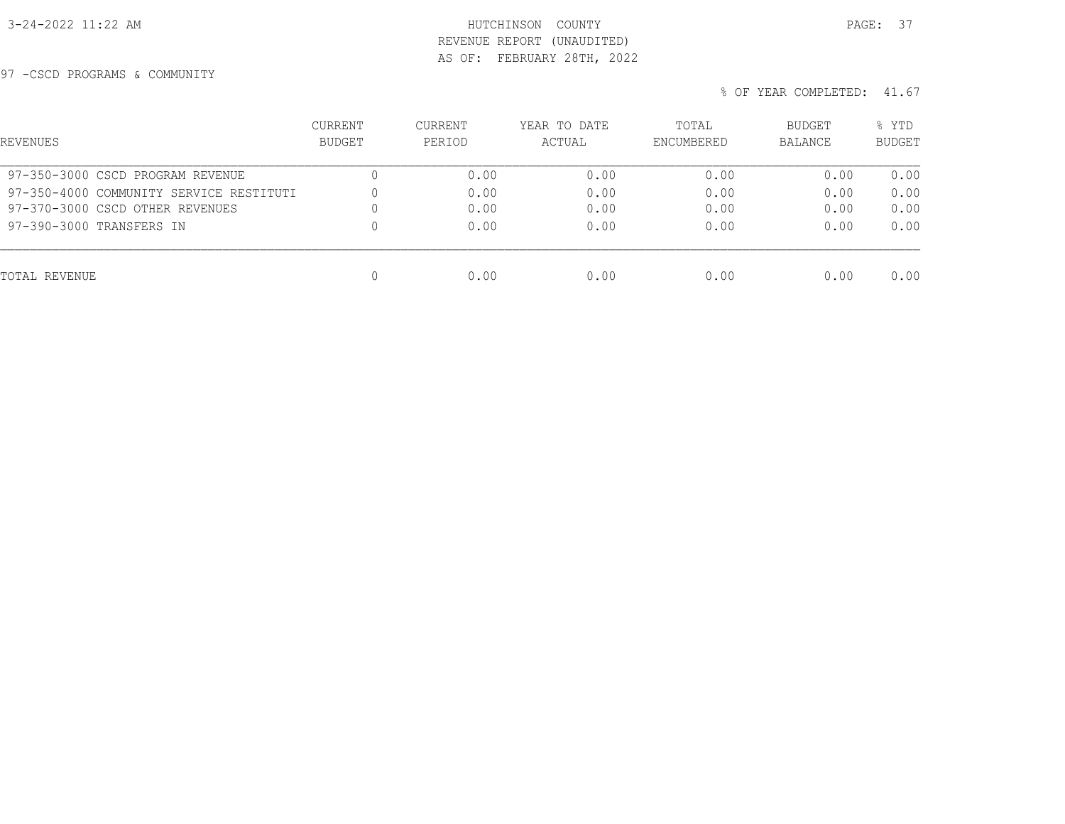HUTCHINSON COUNTY
REVENUE REPORT (UNAUDITED)
AS OF: FEBRUARY 28TH, 2022

97 -CSCD PROGRAMS & COMMUNITY

% OF YEAR COMPLETED: 41.67

| REVENUES | CURRENT BUDGET | CURRENT PERIOD | YEAR TO DATE ACTUAL | TOTAL ENCUMBERED | BUDGET BALANCE | % YTD BUDGET |
|---|---|---|---|---|---|---|
| 97-350-3000 CSCD PROGRAM REVENUE | 0 | 0.00 | 0.00 | 0.00 | 0.00 | 0.00 |
| 97-350-4000 COMMUNITY SERVICE RESTITUTI | 0 | 0.00 | 0.00 | 0.00 | 0.00 | 0.00 |
| 97-370-3000 CSCD OTHER REVENUES | 0 | 0.00 | 0.00 | 0.00 | 0.00 | 0.00 |
| 97-390-3000 TRANSFERS IN | 0 | 0.00 | 0.00 | 0.00 | 0.00 | 0.00 |
| TOTAL REVENUE | 0 | 0.00 | 0.00 | 0.00 | 0.00 | 0.00 |